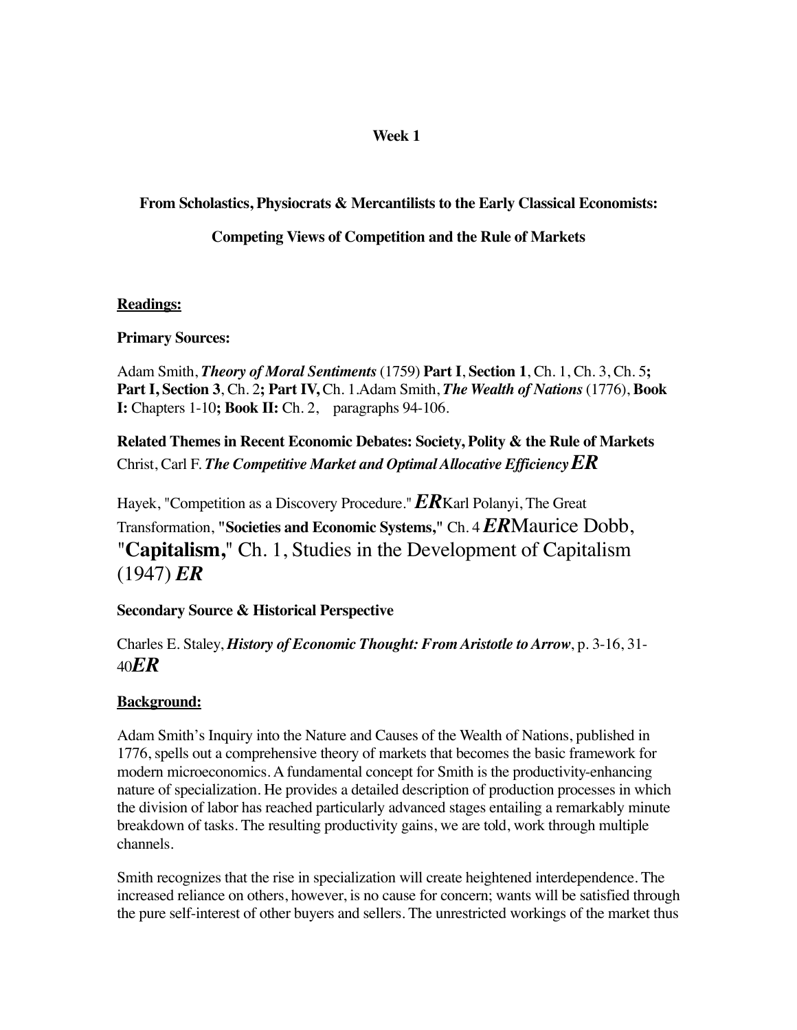**Week 1**

**From Scholastics, Physiocrats & Mercantilists to the Early Classical Economists:**

**Competing Views of Competition and the Rule of Markets**

__**Readings:**__

**Primary Sources:**

Adam Smith, ***Theory of Moral Sentiments*** (1759) **Part I**, **Section 1**, Ch. 1, Ch. 3, Ch. 5**; Part I, Section 3**, Ch. 2**; Part IV,** Ch. 1.Adam Smith, ***The Wealth of Nations*** (1776), **Book I:** Chapters 1-10**; Book II:** Ch. 2, paragraphs 94-106.

**Related Themes in Recent Economic Debates: Society, Polity & the Rule of Markets**
Christ, Carl F. ***The Competitive Market and Optimal Allocative Efficiency ER***

Hayek, "Competition as a Discovery Procedure." ***ER*** Karl Polanyi, The Great Transformation, **"Societies and Economic Systems,"** Ch. 4 ***ER*** Maurice Dobb, "**Capitalism,**" Ch. 1, Studies in the Development of Capitalism (1947) ***ER***

**Secondary Source & Historical Perspective**

Charles E. Staley, ***History of Economic Thought: From Aristotle to Arrow***, p. 3-16, 31-40***ER***

__**Background:**__

Adam Smith's Inquiry into the Nature and Causes of the Wealth of Nations, published in 1776, spells out a comprehensive theory of markets that becomes the basic framework for modern microeconomics. A fundamental concept for Smith is the productivity-enhancing nature of specialization. He provides a detailed description of production processes in which the division of labor has reached particularly advanced stages entailing a remarkably minute breakdown of tasks. The resulting productivity gains, we are told, work through multiple channels.

Smith recognizes that the rise in specialization will create heightened interdependence. The increased reliance on others, however, is no cause for concern; wants will be satisfied through the pure self-interest of other buyers and sellers. The unrestricted workings of the market thus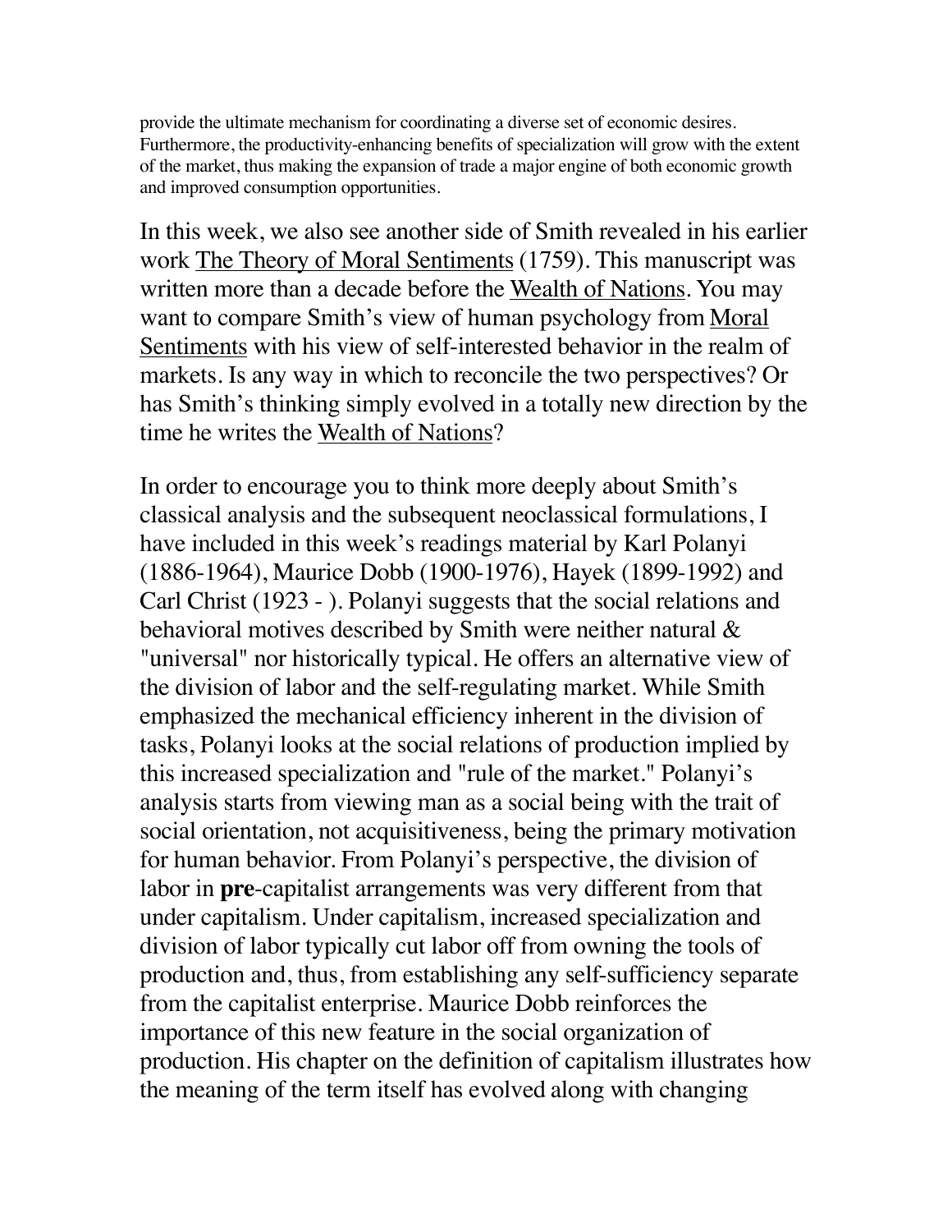provide the ultimate mechanism for coordinating a diverse set of economic desires. Furthermore, the productivity-enhancing benefits of specialization will grow with the extent of the market, thus making the expansion of trade a major engine of both economic growth and improved consumption opportunities.

In this week, we also see another side of Smith revealed in his earlier work The Theory of Moral Sentiments (1759). This manuscript was written more than a decade before the Wealth of Nations. You may want to compare Smith's view of human psychology from Moral Sentiments with his view of self-interested behavior in the realm of markets. Is any way in which to reconcile the two perspectives? Or has Smith's thinking simply evolved in a totally new direction by the time he writes the Wealth of Nations?

In order to encourage you to think more deeply about Smith's classical analysis and the subsequent neoclassical formulations, I have included in this week's readings material by Karl Polanyi (1886-1964), Maurice Dobb (1900-1976), Hayek (1899-1992) and Carl Christ (1923 - ). Polanyi suggests that the social relations and behavioral motives described by Smith were neither natural & "universal" nor historically typical. He offers an alternative view of the division of labor and the self-regulating market. While Smith emphasized the mechanical efficiency inherent in the division of tasks, Polanyi looks at the social relations of production implied by this increased specialization and "rule of the market." Polanyi's analysis starts from viewing man as a social being with the trait of social orientation, not acquisitiveness, being the primary motivation for human behavior. From Polanyi's perspective, the division of labor in **pre**-capitalist arrangements was very different from that under capitalism. Under capitalism, increased specialization and division of labor typically cut labor off from owning the tools of production and, thus, from establishing any self-sufficiency separate from the capitalist enterprise. Maurice Dobb reinforces the importance of this new feature in the social organization of production. His chapter on the definition of capitalism illustrates how the meaning of the term itself has evolved along with changing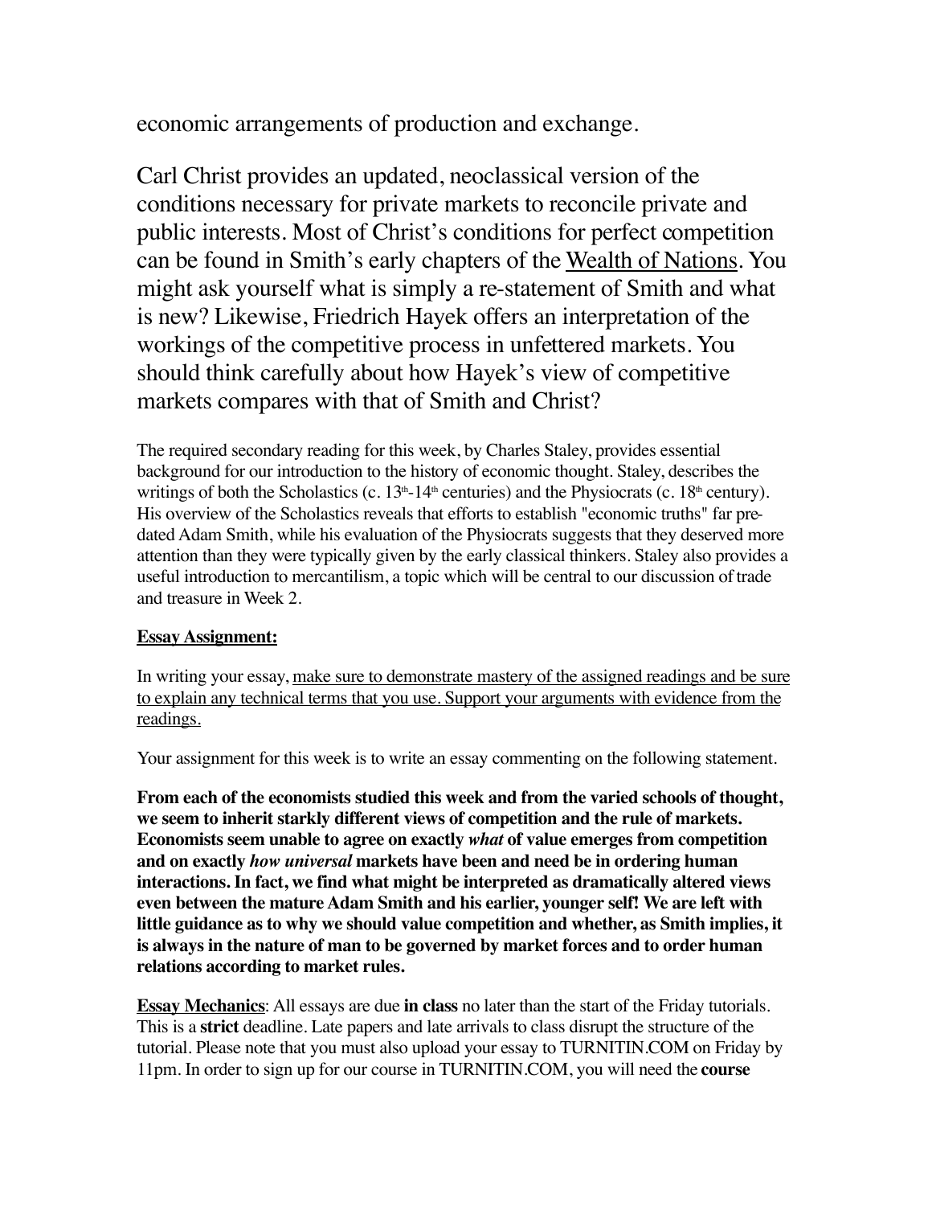economic arrangements of production and exchange.

Carl Christ provides an updated, neoclassical version of the conditions necessary for private markets to reconcile private and public interests. Most of Christ's conditions for perfect competition can be found in Smith's early chapters of the <u>Wealth of Nations</u>. You might ask yourself what is simply a re-statement of Smith and what is new? Likewise, Friedrich Hayek offers an interpretation of the workings of the competitive process in unfettered markets. You should think carefully about how Hayek's view of competitive markets compares with that of Smith and Christ?

The required secondary reading for this week, by Charles Staley, provides essential background for our introduction to the history of economic thought. Staley, describes the writings of both the Scholastics (c. 13th-14th centuries) and the Physiocrats (c. 18th century). His overview of the Scholastics reveals that efforts to establish "economic truths" far pre-dated Adam Smith, while his evaluation of the Physiocrats suggests that they deserved more attention than they were typically given by the early classical thinkers. Staley also provides a useful introduction to mercantilism, a topic which will be central to our discussion of trade and treasure in Week 2.

**<u>Essay Assignment:</u>**

In writing your essay, <u>make sure to demonstrate mastery of the assigned readings and be sure to explain any technical terms that you use. Support your arguments with evidence from the readings.</u>

Your assignment for this week is to write an essay commenting on the following statement.

**From each of the economists studied this week and from the varied schools of thought, we seem to inherit starkly different views of competition and the rule of markets. Economists seem unable to agree on exactly *what* of value emerges from competition and on exactly *how universal* markets have been and need be in ordering human interactions. In fact, we find what might be interpreted as dramatically altered views even between the mature Adam Smith and his earlier, younger self! We are left with little guidance as to why we should value competition and whether, as Smith implies, it is always in the nature of man to be governed by market forces and to order human relations according to market rules.**

**<u>Essay Mechanics</u>**: All essays are due **in class** no later than the start of the Friday tutorials. This is a **strict** deadline. Late papers and late arrivals to class disrupt the structure of the tutorial. Please note that you must also upload your essay to TURNITIN.COM on Friday by 11pm. In order to sign up for our course in TURNITIN.COM, you will need the **course**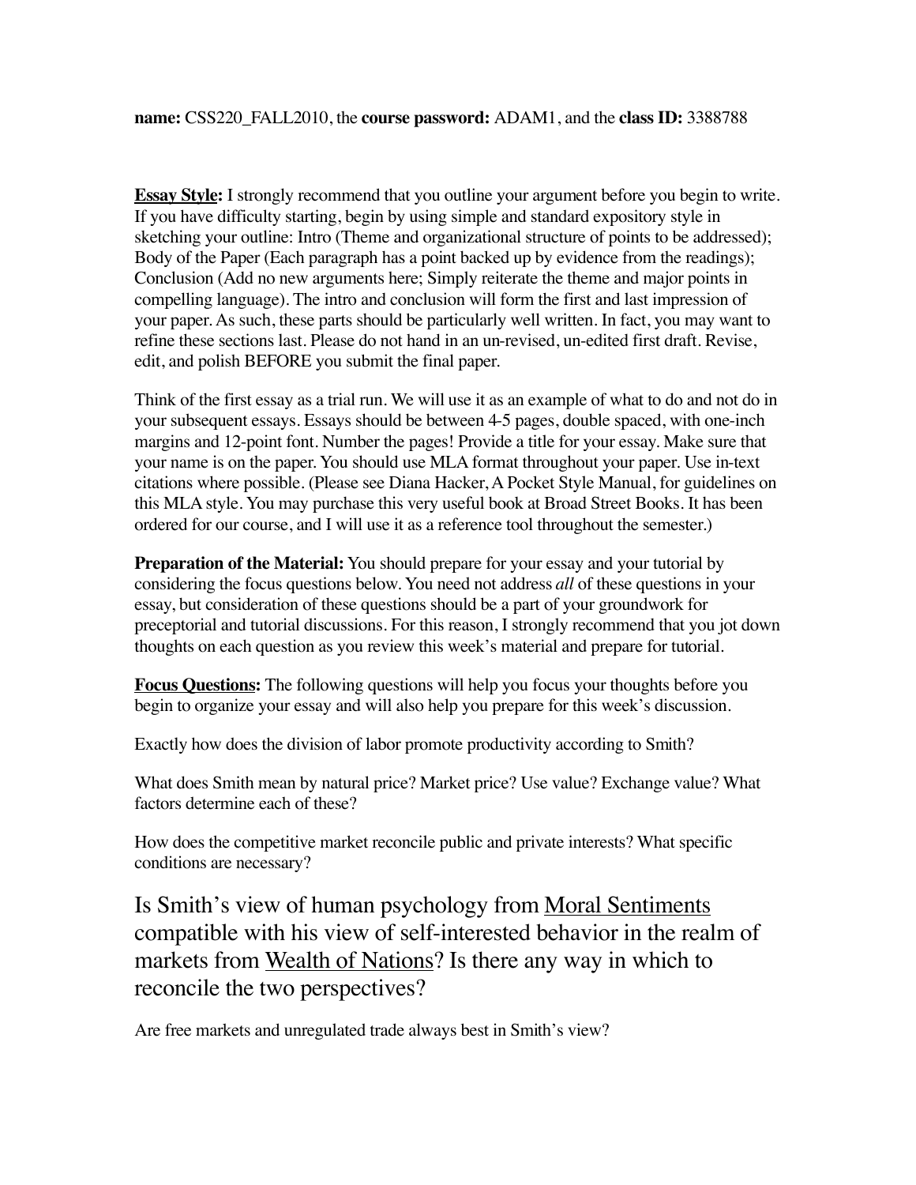**name:** CSS220_FALL2010, the **course password:** ADAM1, and the **class ID:** 3388788

**Essay Style:** I strongly recommend that you outline your argument before you begin to write. If you have difficulty starting, begin by using simple and standard expository style in sketching your outline: Intro (Theme and organizational structure of points to be addressed); Body of the Paper (Each paragraph has a point backed up by evidence from the readings); Conclusion (Add no new arguments here; Simply reiterate the theme and major points in compelling language). The intro and conclusion will form the first and last impression of your paper. As such, these parts should be particularly well written. In fact, you may want to refine these sections last. Please do not hand in an un-revised, un-edited first draft. Revise, edit, and polish BEFORE you submit the final paper.

Think of the first essay as a trial run. We will use it as an example of what to do and not do in your subsequent essays. Essays should be between 4-5 pages, double spaced, with one-inch margins and 12-point font. Number the pages! Provide a title for your essay. Make sure that your name is on the paper. You should use MLA format throughout your paper. Use in-text citations where possible. (Please see Diana Hacker, A Pocket Style Manual, for guidelines on this MLA style. You may purchase this very useful book at Broad Street Books. It has been ordered for our course, and I will use it as a reference tool throughout the semester.)

**Preparation of the Material:** You should prepare for your essay and your tutorial by considering the focus questions below. You need not address *all* of these questions in your essay, but consideration of these questions should be a part of your groundwork for preceptorial and tutorial discussions. For this reason, I strongly recommend that you jot down thoughts on each question as you review this week's material and prepare for tutorial.

**Focus Questions:** The following questions will help you focus your thoughts before you begin to organize your essay and will also help you prepare for this week's discussion.

Exactly how does the division of labor promote productivity according to Smith?

What does Smith mean by natural price? Market price? Use value? Exchange value? What factors determine each of these?

How does the competitive market reconcile public and private interests? What specific conditions are necessary?

Is Smith's view of human psychology from Moral Sentiments compatible with his view of self-interested behavior in the realm of markets from Wealth of Nations? Is there any way in which to reconcile the two perspectives?

Are free markets and unregulated trade always best in Smith's view?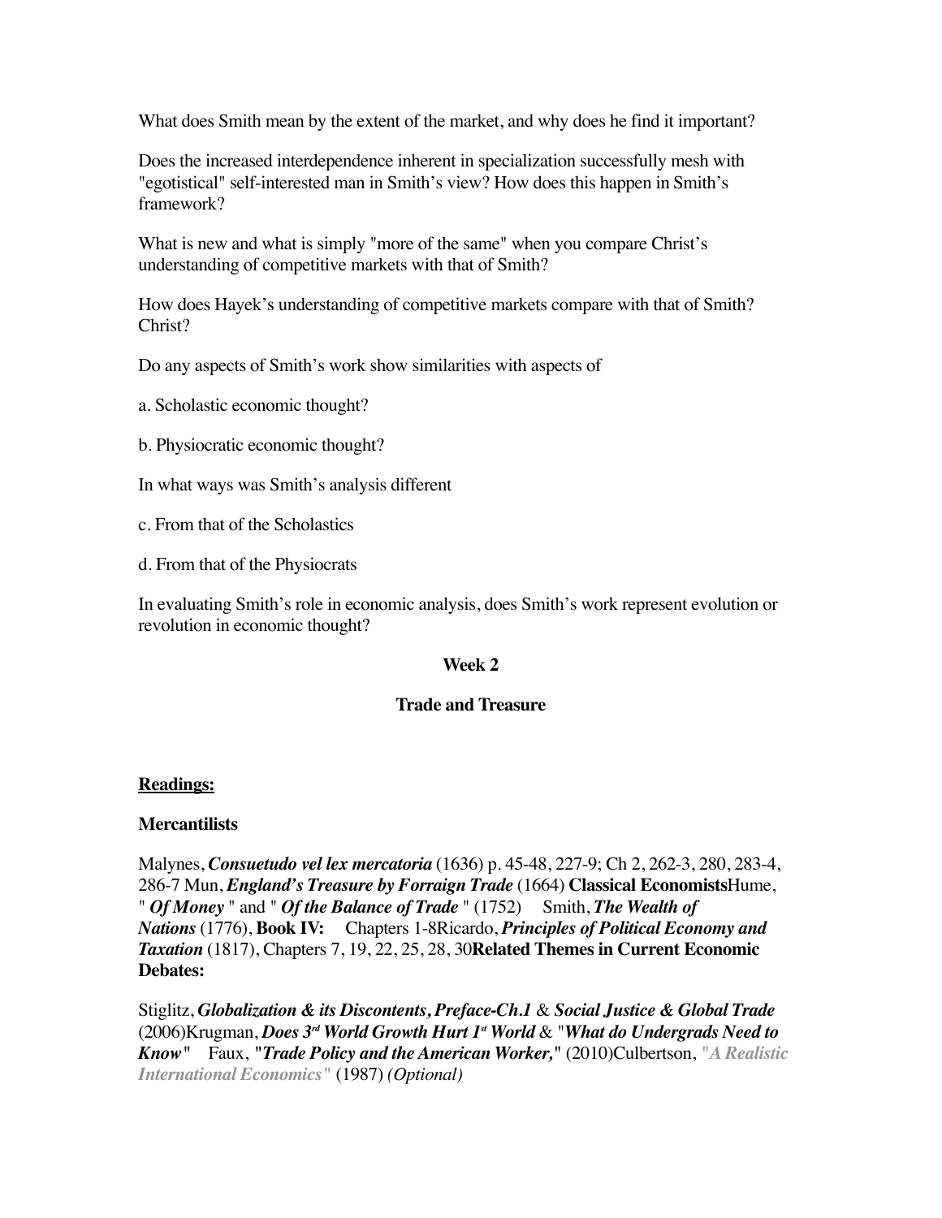What does Smith mean by the extent of the market, and why does he find it important?

Does the increased interdependence inherent in specialization successfully mesh with "egotistical" self-interested man in Smith's view? How does this happen in Smith's framework?

What is new and what is simply "more of the same" when you compare Christ's understanding of competitive markets with that of Smith?

How does Hayek's understanding of competitive markets compare with that of Smith? Christ?

Do any aspects of Smith's work show similarities with aspects of

a. Scholastic economic thought?

b. Physiocratic economic thought?

In what ways was Smith's analysis different

c. From that of the Scholastics

d. From that of the Physiocrats

In evaluating Smith's role in economic analysis, does Smith's work represent evolution or revolution in economic thought?

## Week 2

## Trade and Treasure

**Readings:**

**Mercantilists**

Malynes, ***Consuetudo vel lex mercatoria*** (1636) p. 45-48, 227-9; Ch 2, 262-3, 280, 283-4, 286-7 Mun, ***England's Treasure by Forraign Trade*** (1664) **Classical Economists** Hume, " ***Of Money*** " and " ***Of the Balance of Trade*** " (1752) Smith, ***The Wealth of Nations*** (1776), **Book IV:** Chapters 1-8 Ricardo, ***Principles of Political Economy and Taxation*** (1817), Chapters 7, 19, 22, 25, 28, 30 **Related Themes in Current Economic Debates:**

Stiglitz, ***Globalization & its Discontents, Preface-Ch.1*** & ***Social Justice & Global Trade*** (2006) Krugman, ***Does 3rd World Growth Hurt 1st World*** & "***What do Undergrads Need to Know***" Faux, "***Trade Policy and the American Worker,***" (2010) Culbertson, "***A Realistic International Economics***" (1987) *(Optional)*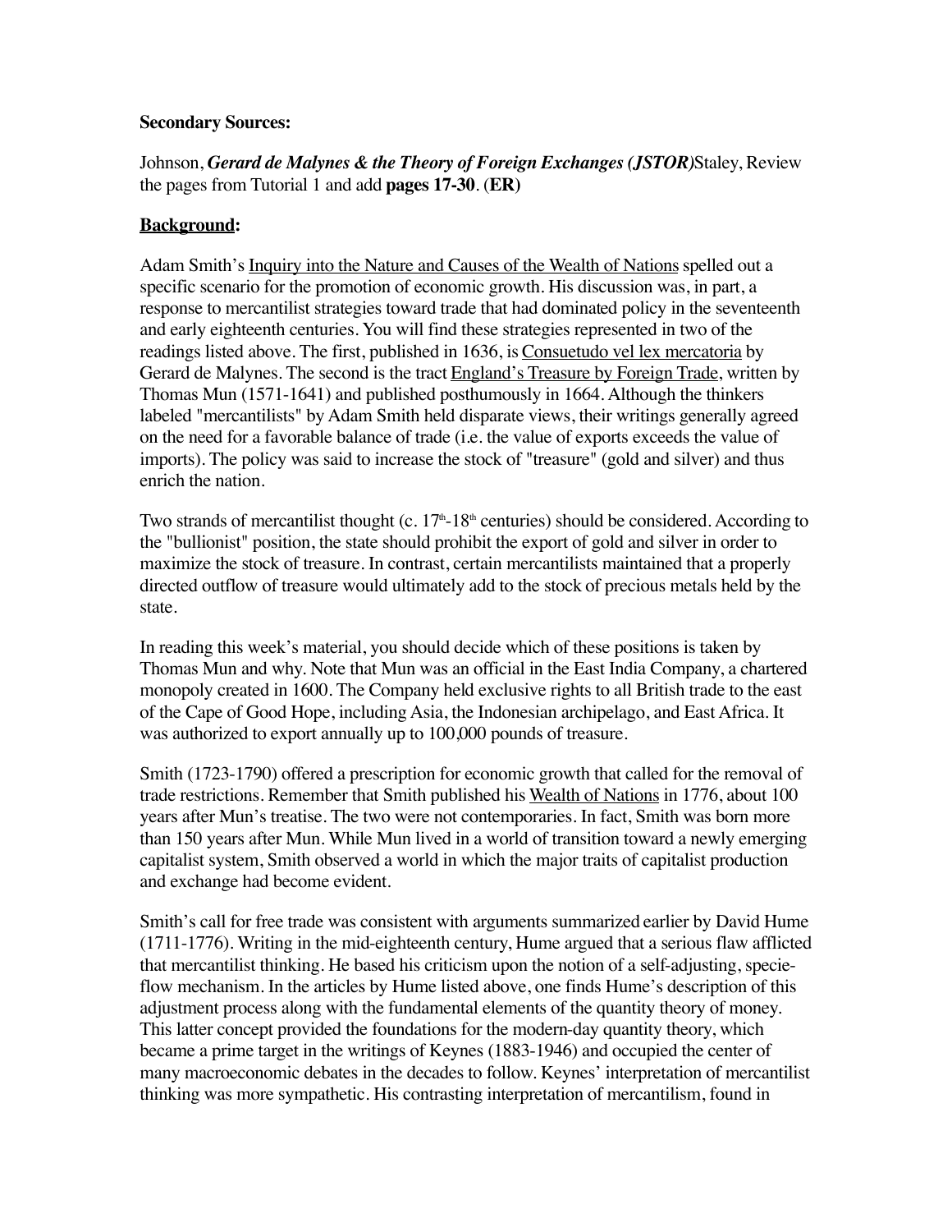**Secondary Sources:**

Johnson, ***Gerard de Malynes & the Theory of Foreign Exchanges (JSTOR)***Staley, Review the pages from Tutorial 1 and add **pages 17-30**. **(ER)**

**Background:**

Adam Smith's Inquiry into the Nature and Causes of the Wealth of Nations spelled out a specific scenario for the promotion of economic growth. His discussion was, in part, a response to mercantilist strategies toward trade that had dominated policy in the seventeenth and early eighteenth centuries. You will find these strategies represented in two of the readings listed above. The first, published in 1636, is Consuetudo vel lex mercatoria by Gerard de Malynes. The second is the tract England's Treasure by Foreign Trade, written by Thomas Mun (1571-1641) and published posthumously in 1664. Although the thinkers labeled "mercantilists" by Adam Smith held disparate views, their writings generally agreed on the need for a favorable balance of trade (i.e. the value of exports exceeds the value of imports). The policy was said to increase the stock of "treasure" (gold and silver) and thus enrich the nation.

Two strands of mercantilist thought (c. 17th-18th centuries) should be considered. According to the "bullionist" position, the state should prohibit the export of gold and silver in order to maximize the stock of treasure. In contrast, certain mercantilists maintained that a properly directed outflow of treasure would ultimately add to the stock of precious metals held by the state.

In reading this week's material, you should decide which of these positions is taken by Thomas Mun and why. Note that Mun was an official in the East India Company, a chartered monopoly created in 1600. The Company held exclusive rights to all British trade to the east of the Cape of Good Hope, including Asia, the Indonesian archipelago, and East Africa. It was authorized to export annually up to 100,000 pounds of treasure.

Smith (1723-1790) offered a prescription for economic growth that called for the removal of trade restrictions. Remember that Smith published his Wealth of Nations in 1776, about 100 years after Mun's treatise. The two were not contemporaries. In fact, Smith was born more than 150 years after Mun. While Mun lived in a world of transition toward a newly emerging capitalist system, Smith observed a world in which the major traits of capitalist production and exchange had become evident.

Smith's call for free trade was consistent with arguments summarized earlier by David Hume (1711-1776). Writing in the mid-eighteenth century, Hume argued that a serious flaw afflicted that mercantilist thinking. He based his criticism upon the notion of a self-adjusting, specie-flow mechanism. In the articles by Hume listed above, one finds Hume's description of this adjustment process along with the fundamental elements of the quantity theory of money. This latter concept provided the foundations for the modern-day quantity theory, which became a prime target in the writings of Keynes (1883-1946) and occupied the center of many macroeconomic debates in the decades to follow. Keynes' interpretation of mercantilist thinking was more sympathetic. His contrasting interpretation of mercantilism, found in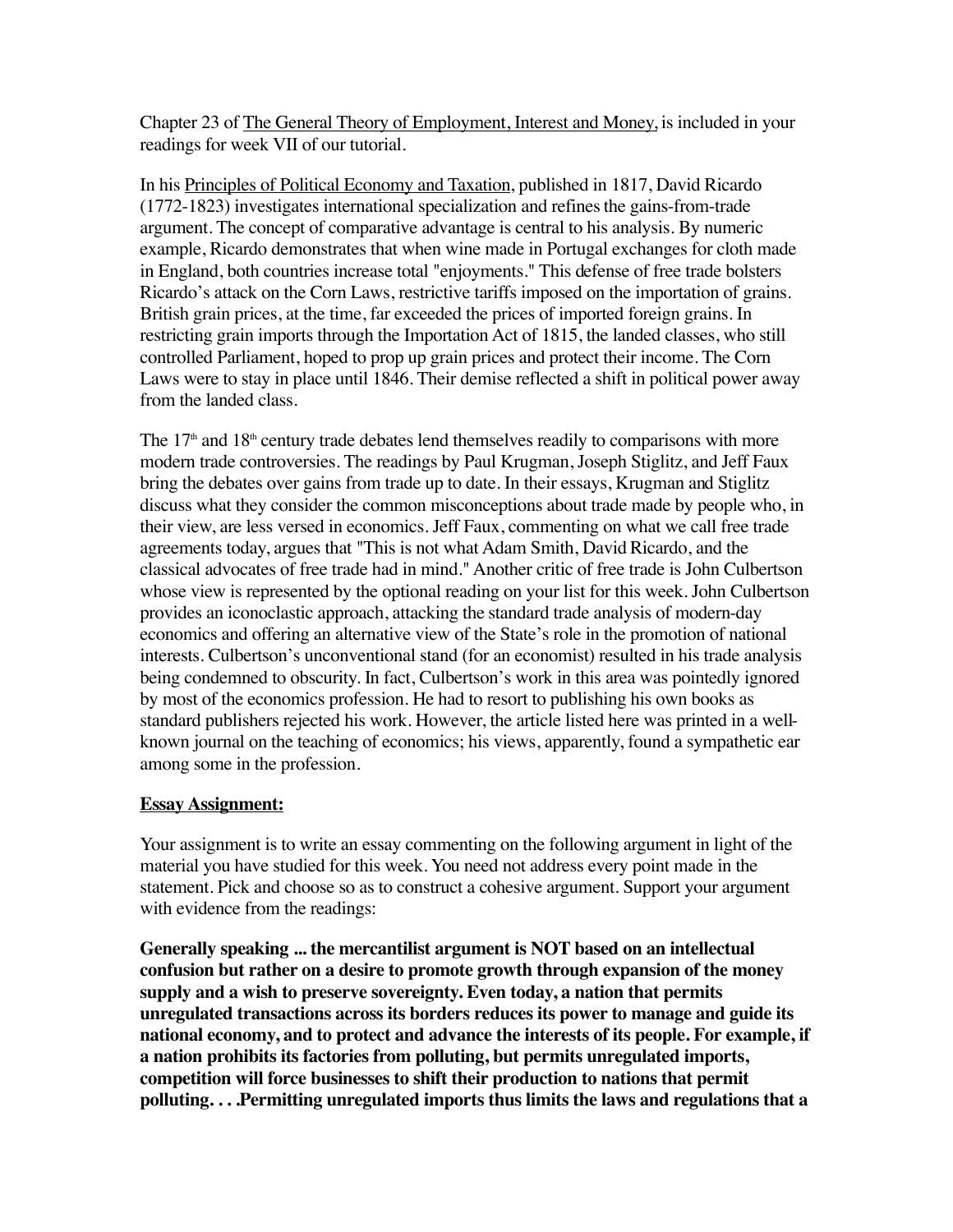Chapter 23 of The General Theory of Employment, Interest and Money, is included in your readings for week VII of our tutorial.

In his Principles of Political Economy and Taxation, published in 1817, David Ricardo (1772-1823) investigates international specialization and refines the gains-from-trade argument. The concept of comparative advantage is central to his analysis. By numeric example, Ricardo demonstrates that when wine made in Portugal exchanges for cloth made in England, both countries increase total "enjoyments." This defense of free trade bolsters Ricardo's attack on the Corn Laws, restrictive tariffs imposed on the importation of grains. British grain prices, at the time, far exceeded the prices of imported foreign grains. In restricting grain imports through the Importation Act of 1815, the landed classes, who still controlled Parliament, hoped to prop up grain prices and protect their income. The Corn Laws were to stay in place until 1846. Their demise reflected a shift in political power away from the landed class.

The 17th and 18th century trade debates lend themselves readily to comparisons with more modern trade controversies. The readings by Paul Krugman, Joseph Stiglitz, and Jeff Faux bring the debates over gains from trade up to date. In their essays, Krugman and Stiglitz discuss what they consider the common misconceptions about trade made by people who, in their view, are less versed in economics. Jeff Faux, commenting on what we call free trade agreements today, argues that "This is not what Adam Smith, David Ricardo, and the classical advocates of free trade had in mind." Another critic of free trade is John Culbertson whose view is represented by the optional reading on your list for this week. John Culbertson provides an iconoclastic approach, attacking the standard trade analysis of modern-day economics and offering an alternative view of the State's role in the promotion of national interests. Culbertson's unconventional stand (for an economist) resulted in his trade analysis being condemned to obscurity. In fact, Culbertson's work in this area was pointedly ignored by most of the economics profession. He had to resort to publishing his own books as standard publishers rejected his work. However, the article listed here was printed in a well-known journal on the teaching of economics; his views, apparently, found a sympathetic ear among some in the profession.

**Essay Assignment:**

Your assignment is to write an essay commenting on the following argument in light of the material you have studied for this week. You need not address every point made in the statement. Pick and choose so as to construct a cohesive argument. Support your argument with evidence from the readings:

**Generally speaking ... the mercantilist argument is NOT based on an intellectual confusion but rather on a desire to promote growth through expansion of the money supply and a wish to preserve sovereignty. Even today, a nation that permits unregulated transactions across its borders reduces its power to manage and guide its national economy, and to protect and advance the interests of its people. For example, if a nation prohibits its factories from polluting, but permits unregulated imports, competition will force businesses to shift their production to nations that permit polluting. . . .Permitting unregulated imports thus limits the laws and regulations that a**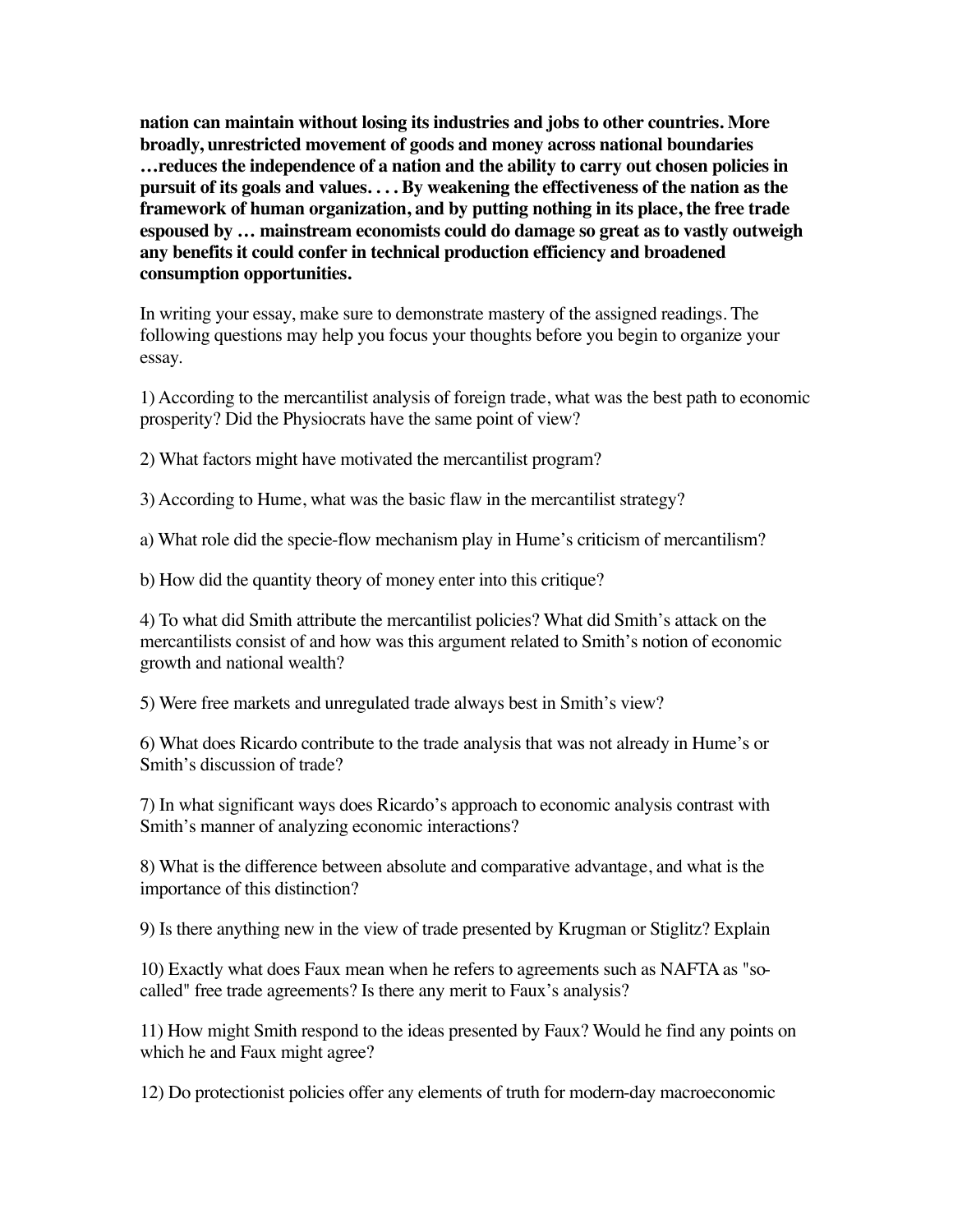**nation can maintain without losing its industries and jobs to other countries. More broadly, unrestricted movement of goods and money across national boundaries …reduces the independence of a nation and the ability to carry out chosen policies in pursuit of its goals and values. . . . By weakening the effectiveness of the nation as the framework of human organization, and by putting nothing in its place, the free trade espoused by … mainstream economists could do damage so great as to vastly outweigh any benefits it could confer in technical production efficiency and broadened consumption opportunities.**

In writing your essay, make sure to demonstrate mastery of the assigned readings. The following questions may help you focus your thoughts before you begin to organize your essay.

1) According to the mercantilist analysis of foreign trade, what was the best path to economic prosperity? Did the Physiocrats have the same point of view?

2) What factors might have motivated the mercantilist program?

3) According to Hume, what was the basic flaw in the mercantilist strategy?

a) What role did the specie-flow mechanism play in Hume's criticism of mercantilism?

b) How did the quantity theory of money enter into this critique?

4) To what did Smith attribute the mercantilist policies? What did Smith's attack on the mercantilists consist of and how was this argument related to Smith's notion of economic growth and national wealth?

5) Were free markets and unregulated trade always best in Smith's view?

6) What does Ricardo contribute to the trade analysis that was not already in Hume's or Smith's discussion of trade?

7) In what significant ways does Ricardo's approach to economic analysis contrast with Smith's manner of analyzing economic interactions?

8) What is the difference between absolute and comparative advantage, and what is the importance of this distinction?

9) Is there anything new in the view of trade presented by Krugman or Stiglitz? Explain

10) Exactly what does Faux mean when he refers to agreements such as NAFTA as "so-called" free trade agreements? Is there any merit to Faux's analysis?

11) How might Smith respond to the ideas presented by Faux? Would he find any points on which he and Faux might agree?

12) Do protectionist policies offer any elements of truth for modern-day macroeconomic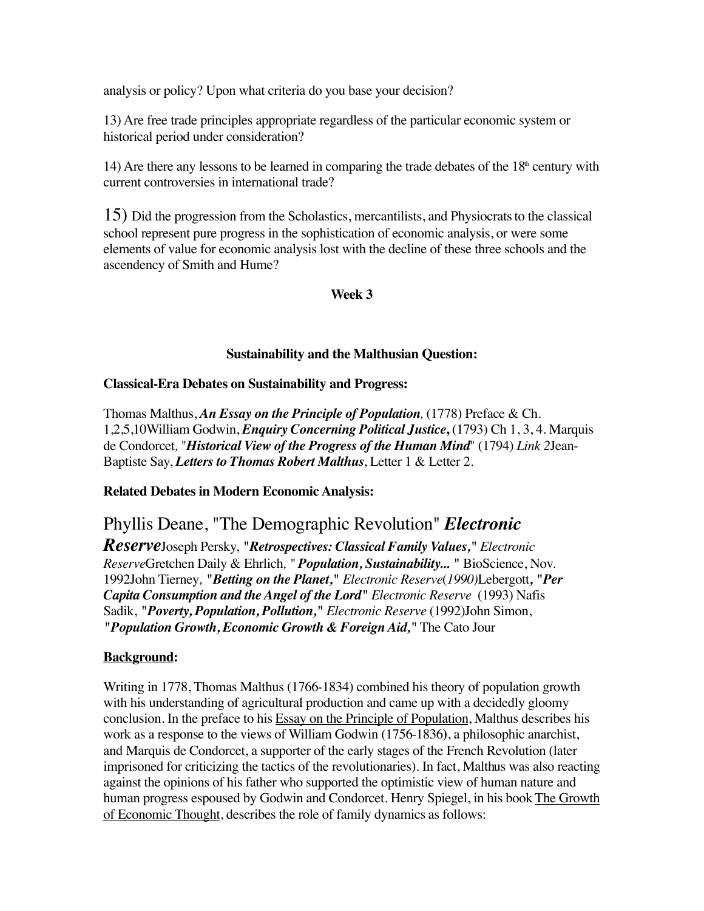analysis or policy? Upon what criteria do you base your decision?

13) Are free trade principles appropriate regardless of the particular economic system or historical period under consideration?

14) Are there any lessons to be learned in comparing the trade debates of the 18th century with current controversies in international trade?

15) Did the progression from the Scholastics, mercantilists, and Physiocrats to the classical school represent pure progress in the sophistication of economic analysis, or were some elements of value for economic analysis lost with the decline of these three schools and the ascendency of Smith and Hume?

**Week 3**

**Sustainability and the Malthusian Question:**

**Classical-Era Debates on Sustainability and Progress:**

Thomas Malthus, ***An Essay on the Principle of Population****,* (1778) Preface & Ch. 1,2,5,10William Godwin, ***Enquiry Concerning Political Justice*****,** (1793) Ch 1, 3, 4. Marquis de Condorcet*,* "***Historical View of the Progress of the Human Mind***" (1794) *Link 2*Jean-Baptiste Say, ***Letters to Thomas Robert Malthus***, Letter 1 & Letter 2.

**Related Debates in Modern Economic Analysis:**

Phyllis Deane, "The Demographic Revolution" ***Electronic Reserve***Joseph Persky, "***Retrospectives: Classical Family Values,***" *Electronic Reserve*Gretchen Daily & Ehrlich*,* "***Population, Sustainability...*** " BioScience, Nov. 1992John Tierney*,* "***Betting on the Planet,***" *Electronic Reserve*(*1990)*Lebergott**,** "***Per Capita Consumption and the Angel of the Lord***" *Electronic Reserve* (1993) Nafis Sadik, "***Poverty, Population, Pollution,***" *Electronic Reserve* (1992)John Simon, "***Population Growth, Economic Growth & Foreign Aid,***" The Cato Jour

**Background:**

Writing in 1778, Thomas Malthus (1766-1834) combined his theory of population growth with his understanding of agricultural production and came up with a decidedly gloomy conclusion. In the preface to his Essay on the Principle of Population, Malthus describes his work as a response to the views of William Godwin (1756-1836), a philosophic anarchist, and Marquis de Condorcet, a supporter of the early stages of the French Revolution (later imprisoned for criticizing the tactics of the revolutionaries). In fact, Malthus was also reacting against the opinions of his father who supported the optimistic view of human nature and human progress espoused by Godwin and Condorcet. Henry Spiegel, in his book The Growth of Economic Thought, describes the role of family dynamics as follows: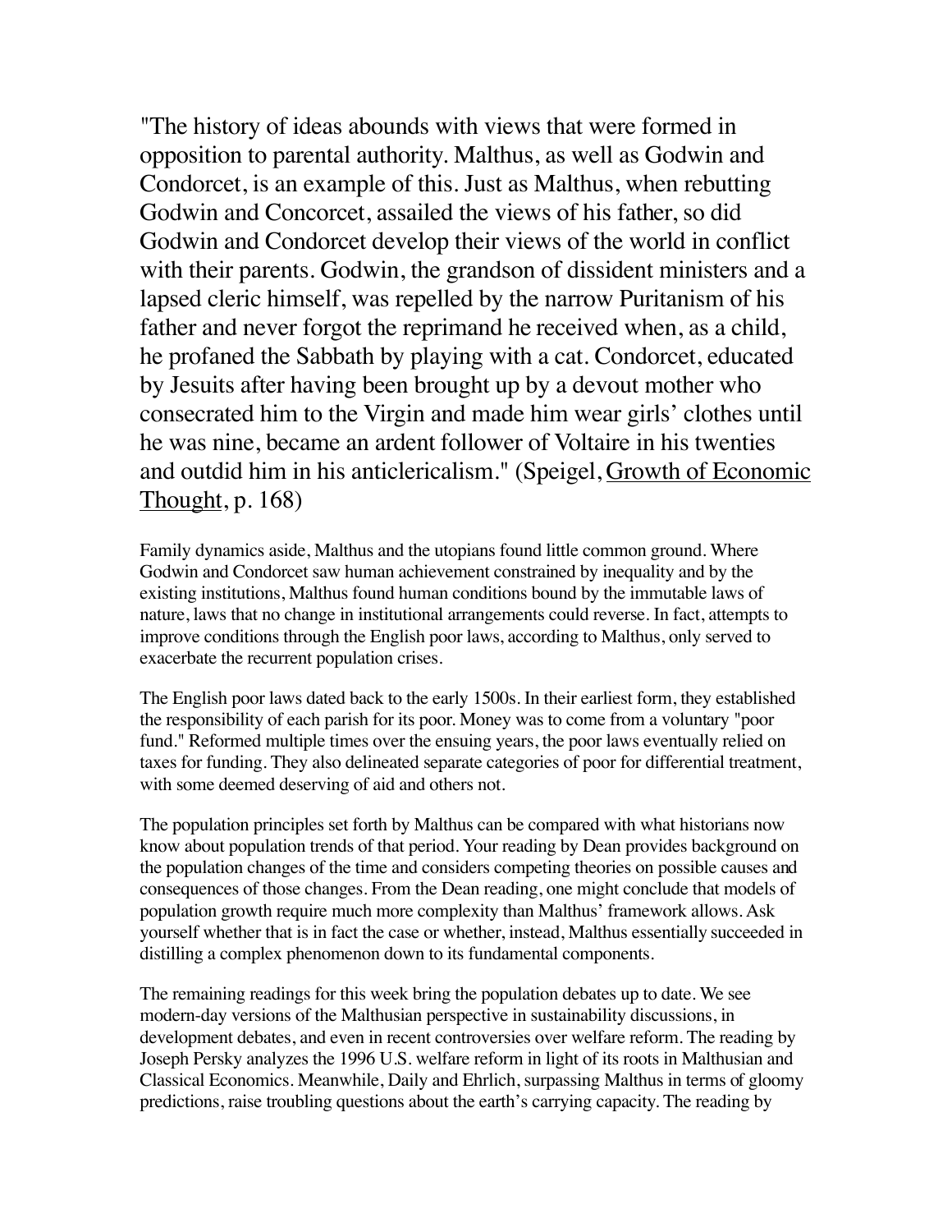"The history of ideas abounds with views that were formed in opposition to parental authority. Malthus, as well as Godwin and Condorcet, is an example of this. Just as Malthus, when rebutting Godwin and Concorcet, assailed the views of his father, so did Godwin and Condorcet develop their views of the world in conflict with their parents. Godwin, the grandson of dissident ministers and a lapsed cleric himself, was repelled by the narrow Puritanism of his father and never forgot the reprimand he received when, as a child, he profaned the Sabbath by playing with a cat. Condorcet, educated by Jesuits after having been brought up by a devout mother who consecrated him to the Virgin and made him wear girls' clothes until he was nine, became an ardent follower of Voltaire in his twenties and outdid him in his anticlericalism." (Speigel, Growth of Economic Thought, p. 168)

Family dynamics aside, Malthus and the utopians found little common ground. Where Godwin and Condorcet saw human achievement constrained by inequality and by the existing institutions, Malthus found human conditions bound by the immutable laws of nature, laws that no change in institutional arrangements could reverse. In fact, attempts to improve conditions through the English poor laws, according to Malthus, only served to exacerbate the recurrent population crises.

The English poor laws dated back to the early 1500s. In their earliest form, they established the responsibility of each parish for its poor. Money was to come from a voluntary "poor fund." Reformed multiple times over the ensuing years, the poor laws eventually relied on taxes for funding. They also delineated separate categories of poor for differential treatment, with some deemed deserving of aid and others not.

The population principles set forth by Malthus can be compared with what historians now know about population trends of that period. Your reading by Dean provides background on the population changes of the time and considers competing theories on possible causes and consequences of those changes. From the Dean reading, one might conclude that models of population growth require much more complexity than Malthus' framework allows. Ask yourself whether that is in fact the case or whether, instead, Malthus essentially succeeded in distilling a complex phenomenon down to its fundamental components.

The remaining readings for this week bring the population debates up to date. We see modern-day versions of the Malthusian perspective in sustainability discussions, in development debates, and even in recent controversies over welfare reform. The reading by Joseph Persky analyzes the 1996 U.S. welfare reform in light of its roots in Malthusian and Classical Economics. Meanwhile, Daily and Ehrlich, surpassing Malthus in terms of gloomy predictions, raise troubling questions about the earth's carrying capacity. The reading by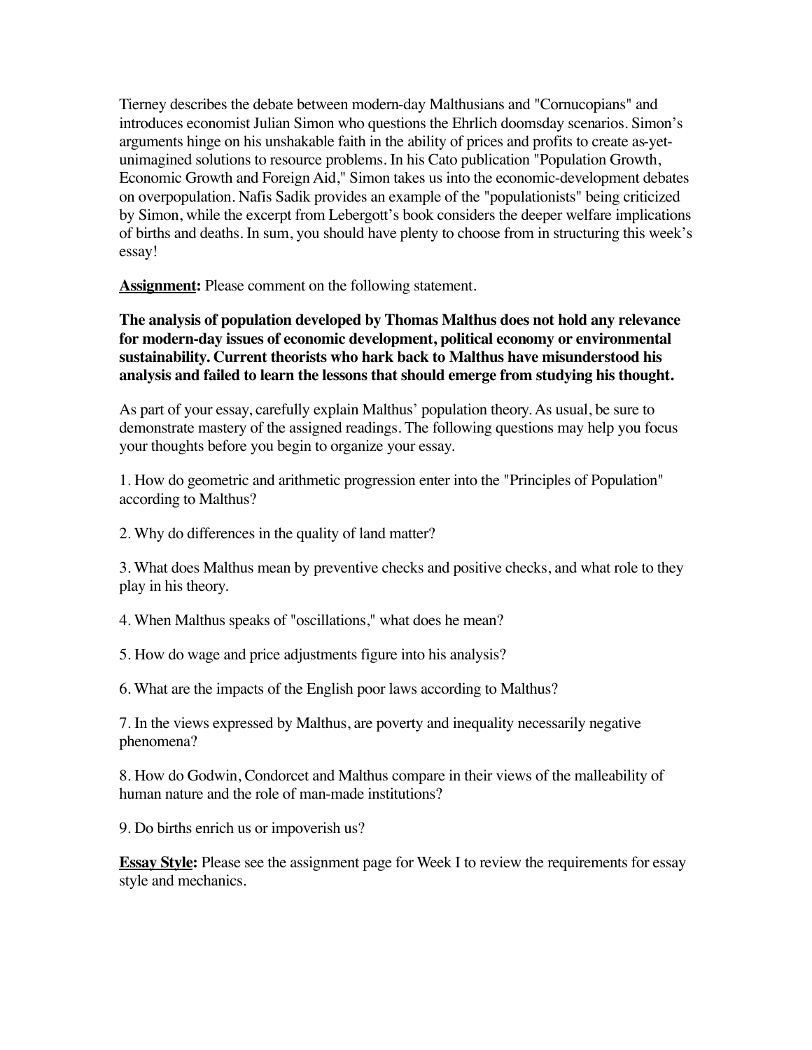Tierney describes the debate between modern-day Malthusians and "Cornucopians" and introduces economist Julian Simon who questions the Ehrlich doomsday scenarios. Simon's arguments hinge on his unshakable faith in the ability of prices and profits to create as-yet-unimagined solutions to resource problems. In his Cato publication "Population Growth, Economic Growth and Foreign Aid," Simon takes us into the economic-development debates on overpopulation. Nafis Sadik provides an example of the "populationists" being criticized by Simon, while the excerpt from Lebergott's book considers the deeper welfare implications of births and deaths. In sum, you should have plenty to choose from in structuring this week's essay!

**Assignment:** Please comment on the following statement.

**The analysis of population developed by Thomas Malthus does not hold any relevance for modern-day issues of economic development, political economy or environmental sustainability. Current theorists who hark back to Malthus have misunderstood his analysis and failed to learn the lessons that should emerge from studying his thought.**

As part of your essay, carefully explain Malthus' population theory. As usual, be sure to demonstrate mastery of the assigned readings. The following questions may help you focus your thoughts before you begin to organize your essay.

1. How do geometric and arithmetic progression enter into the "Principles of Population" according to Malthus?

2. Why do differences in the quality of land matter?

3. What does Malthus mean by preventive checks and positive checks, and what role to they play in his theory.

4. When Malthus speaks of "oscillations," what does he mean?

5. How do wage and price adjustments figure into his analysis?

6. What are the impacts of the English poor laws according to Malthus?

7. In the views expressed by Malthus, are poverty and inequality necessarily negative phenomena?

8. How do Godwin, Condorcet and Malthus compare in their views of the malleability of human nature and the role of man-made institutions?

9. Do births enrich us or impoverish us?

**Essay Style:** Please see the assignment page for Week I to review the requirements for essay style and mechanics.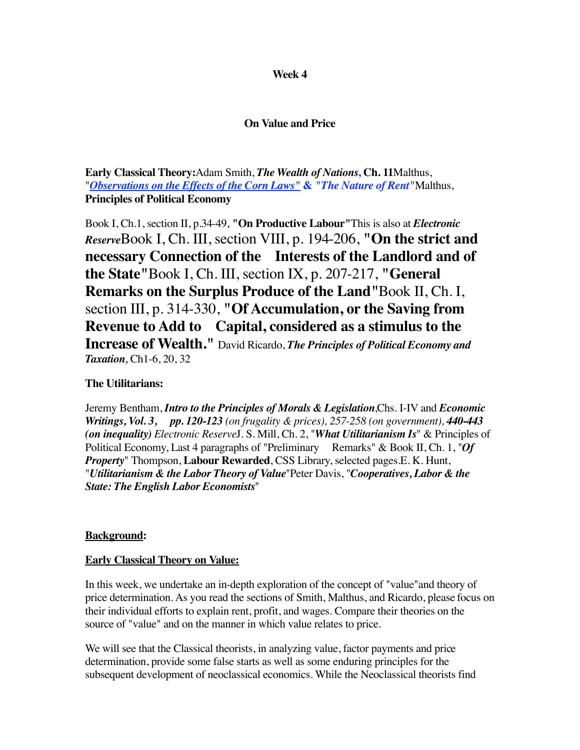**Week 4**

**On Value and Price**

**Early Classical Theory:** Adam Smith, ***The Wealth of Nations*, Ch. 11** Malthus, "***Observations on the Effects of the Corn Laws*" & "*The Nature of Rent*"** Malthus, **Principles of Political Economy**

Book I, Ch.1, section II, p.34-49, "**On Productive Labour**" This is also at ***Electronic Reserve*** Book I, Ch. III, section VIII, p. 194-206, "**On the strict and necessary Connection of the Interests of the Landlord and of the State**" Book I, Ch. III, section IX, p. 207-217, "**General Remarks on the Surplus Produce of the Land**" Book II, Ch. I, section III, p. 314-330, "**Of Accumulation, or the Saving from Revenue to Add to Capital, considered as a stimulus to the Increase of Wealth.**" David Ricardo, ***The Principles of Political Economy and Taxation*,** Ch1-6, 20, 32

**The Utilitarians:**

Jeremy Bentham, ***Intro to the Principles of Morals & Legislation***, Chs. I-IV and ***Economic Writings, Vol. 3, pp. 120-123*** *(on frugality & prices), 257-258 (on government),* ***440-443 (on inequality)*** *Electronic Reserve* J. S. Mill, Ch. 2, "***What Utilitarianism Is***" & Principles of Political Economy, Last 4 paragraphs of "Preliminary Remarks" & Book II, Ch. 1, "***Of Property***" Thompson, **Labour Rewarded**, CSS Library, selected pages. E. K. Hunt, "***Utilitarianism & the Labor Theory of Value***" Peter Davis, "***Cooperatives, Labor & the State: The English Labor Economists***"

**Background:**

**Early Classical Theory on Value:**

In this week, we undertake an in-depth exploration of the concept of "value" and theory of price determination. As you read the sections of Smith, Malthus, and Ricardo, please focus on their individual efforts to explain rent, profit, and wages. Compare their theories on the source of "value" and on the manner in which value relates to price.

We will see that the Classical theorists, in analyzing value, factor payments and price determination, provide some false starts as well as some enduring principles for the subsequent development of neoclassical economics. While the Neoclassical theorists find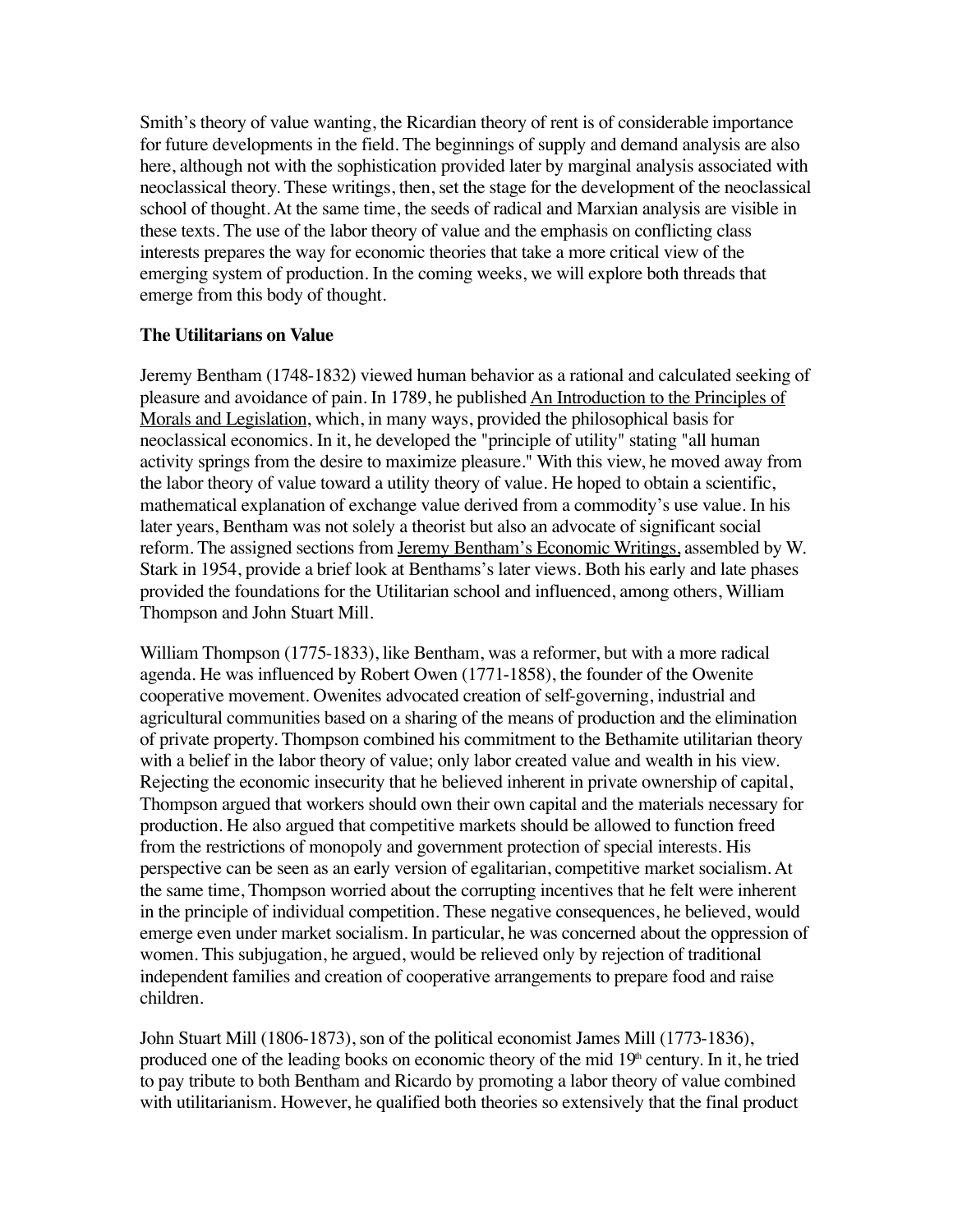Smith's theory of value wanting, the Ricardian theory of rent is of considerable importance for future developments in the field. The beginnings of supply and demand analysis are also here, although not with the sophistication provided later by marginal analysis associated with neoclassical theory. These writings, then, set the stage for the development of the neoclassical school of thought. At the same time, the seeds of radical and Marxian analysis are visible in these texts. The use of the labor theory of value and the emphasis on conflicting class interests prepares the way for economic theories that take a more critical view of the emerging system of production. In the coming weeks, we will explore both threads that emerge from this body of thought.

**The Utilitarians on Value**

Jeremy Bentham (1748-1832) viewed human behavior as a rational and calculated seeking of pleasure and avoidance of pain. In 1789, he published An Introduction to the Principles of Morals and Legislation, which, in many ways, provided the philosophical basis for neoclassical economics. In it, he developed the "principle of utility" stating "all human activity springs from the desire to maximize pleasure." With this view, he moved away from the labor theory of value toward a utility theory of value. He hoped to obtain a scientific, mathematical explanation of exchange value derived from a commodity's use value. In his later years, Bentham was not solely a theorist but also an advocate of significant social reform. The assigned sections from Jeremy Bentham's Economic Writings, assembled by W. Stark in 1954, provide a brief look at Benthams's later views. Both his early and late phases provided the foundations for the Utilitarian school and influenced, among others, William Thompson and John Stuart Mill.

William Thompson (1775-1833), like Bentham, was a reformer, but with a more radical agenda. He was influenced by Robert Owen (1771-1858), the founder of the Owenite cooperative movement. Owenites advocated creation of self-governing, industrial and agricultural communities based on a sharing of the means of production and the elimination of private property. Thompson combined his commitment to the Bethamite utilitarian theory with a belief in the labor theory of value; only labor created value and wealth in his view. Rejecting the economic insecurity that he believed inherent in private ownership of capital, Thompson argued that workers should own their own capital and the materials necessary for production. He also argued that competitive markets should be allowed to function freed from the restrictions of monopoly and government protection of special interests. His perspective can be seen as an early version of egalitarian, competitive market socialism. At the same time, Thompson worried about the corrupting incentives that he felt were inherent in the principle of individual competition. These negative consequences, he believed, would emerge even under market socialism. In particular, he was concerned about the oppression of women. This subjugation, he argued, would be relieved only by rejection of traditional independent families and creation of cooperative arrangements to prepare food and raise children.

John Stuart Mill (1806-1873), son of the political economist James Mill (1773-1836), produced one of the leading books on economic theory of the mid 19th century. In it, he tried to pay tribute to both Bentham and Ricardo by promoting a labor theory of value combined with utilitarianism. However, he qualified both theories so extensively that the final product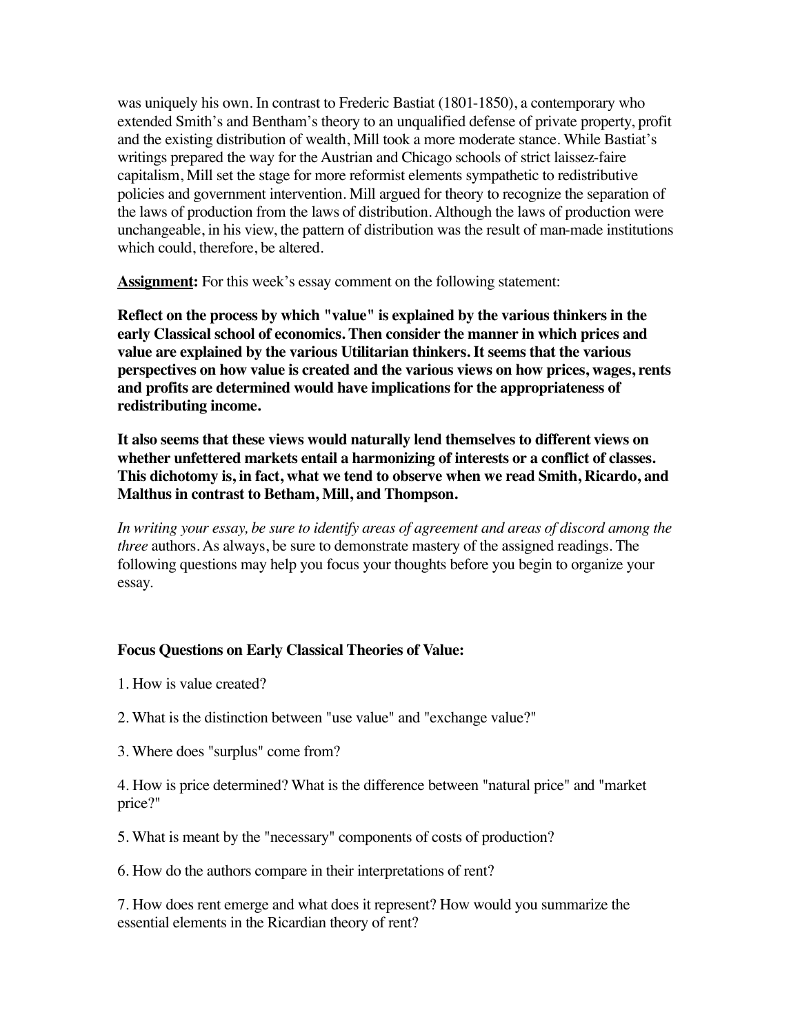was uniquely his own. In contrast to Frederic Bastiat (1801-1850), a contemporary who extended Smith's and Bentham's theory to an unqualified defense of private property, profit and the existing distribution of wealth, Mill took a more moderate stance. While Bastiat's writings prepared the way for the Austrian and Chicago schools of strict laissez-faire capitalism, Mill set the stage for more reformist elements sympathetic to redistributive policies and government intervention. Mill argued for theory to recognize the separation of the laws of production from the laws of distribution. Although the laws of production were unchangeable, in his view, the pattern of distribution was the result of man-made institutions which could, therefore, be altered.

**Assignment:** For this week's essay comment on the following statement:

**Reflect on the process by which "value" is explained by the various thinkers in the early Classical school of economics. Then consider the manner in which prices and value are explained by the various Utilitarian thinkers. It seems that the various perspectives on how value is created and the various views on how prices, wages, rents and profits are determined would have implications for the appropriateness of redistributing income.**

**It also seems that these views would naturally lend themselves to different views on whether unfettered markets entail a harmonizing of interests or a conflict of classes. This dichotomy is, in fact, what we tend to observe when we read Smith, Ricardo, and Malthus in contrast to Betham, Mill, and Thompson.**

*In writing your essay, be sure to identify areas of agreement and areas of discord among the three* authors. As always, be sure to demonstrate mastery of the assigned readings. The following questions may help you focus your thoughts before you begin to organize your essay.

**Focus Questions on Early Classical Theories of Value:**

1. How is value created?

2. What is the distinction between "use value" and "exchange value?"

3. Where does "surplus" come from?

4. How is price determined? What is the difference between "natural price" and "market price?"

5. What is meant by the "necessary" components of costs of production?

6. How do the authors compare in their interpretations of rent?

7. How does rent emerge and what does it represent? How would you summarize the essential elements in the Ricardian theory of rent?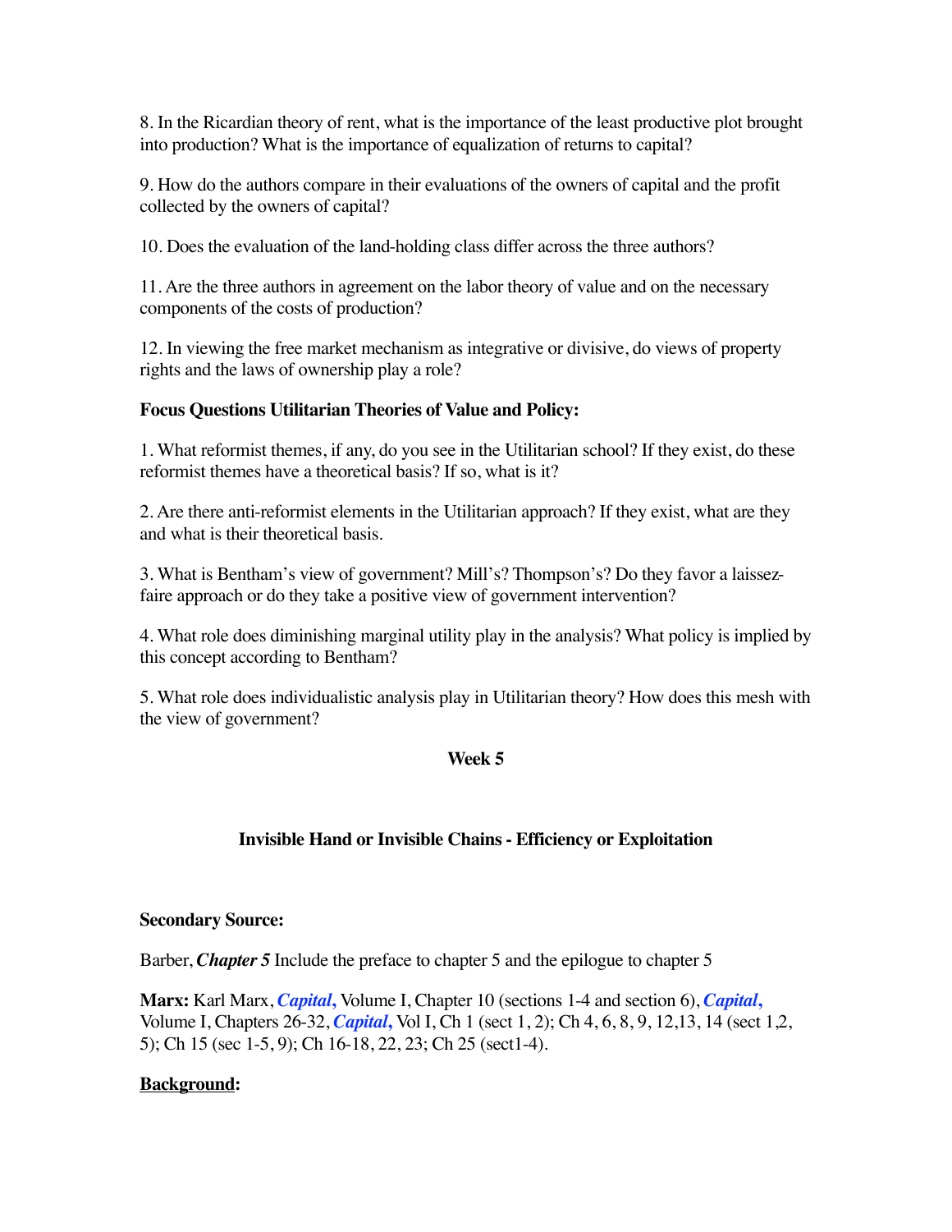8. In the Ricardian theory of rent, what is the importance of the least productive plot brought into production? What is the importance of equalization of returns to capital?

9. How do the authors compare in their evaluations of the owners of capital and the profit collected by the owners of capital?

10. Does the evaluation of the land-holding class differ across the three authors?

11. Are the three authors in agreement on the labor theory of value and on the necessary components of the costs of production?

12. In viewing the free market mechanism as integrative or divisive, do views of property rights and the laws of ownership play a role?

**Focus Questions Utilitarian Theories of Value and Policy:**

1. What reformist themes, if any, do you see in the Utilitarian school? If they exist, do these reformist themes have a theoretical basis? If so, what is it?

2. Are there anti-reformist elements in the Utilitarian approach? If they exist, what are they and what is their theoretical basis.

3. What is Bentham's view of government? Mill's? Thompson's? Do they favor a laissez-faire approach or do they take a positive view of government intervention?

4. What role does diminishing marginal utility play in the analysis? What policy is implied by this concept according to Bentham?

5. What role does individualistic analysis play in Utilitarian theory? How does this mesh with the view of government?

## Week 5

### Invisible Hand or Invisible Chains - Efficiency or Exploitation

**Secondary Source:**

Barber, ***Chapter 5*** Include the preface to chapter 5 and the epilogue to chapter 5

**Marx:** Karl Marx, ***Capital,*** Volume I, Chapter 10 (sections 1-4 and section 6), ***Capital,*** Volume I, Chapters 26-32, ***Capital,*** Vol I, Ch 1 (sect 1, 2); Ch 4, 6, 8, 9, 12,13, 14 (sect 1,2, 5); Ch 15 (sec 1-5, 9); Ch 16-18, 22, 23; Ch 25 (sect1-4).

**Background:**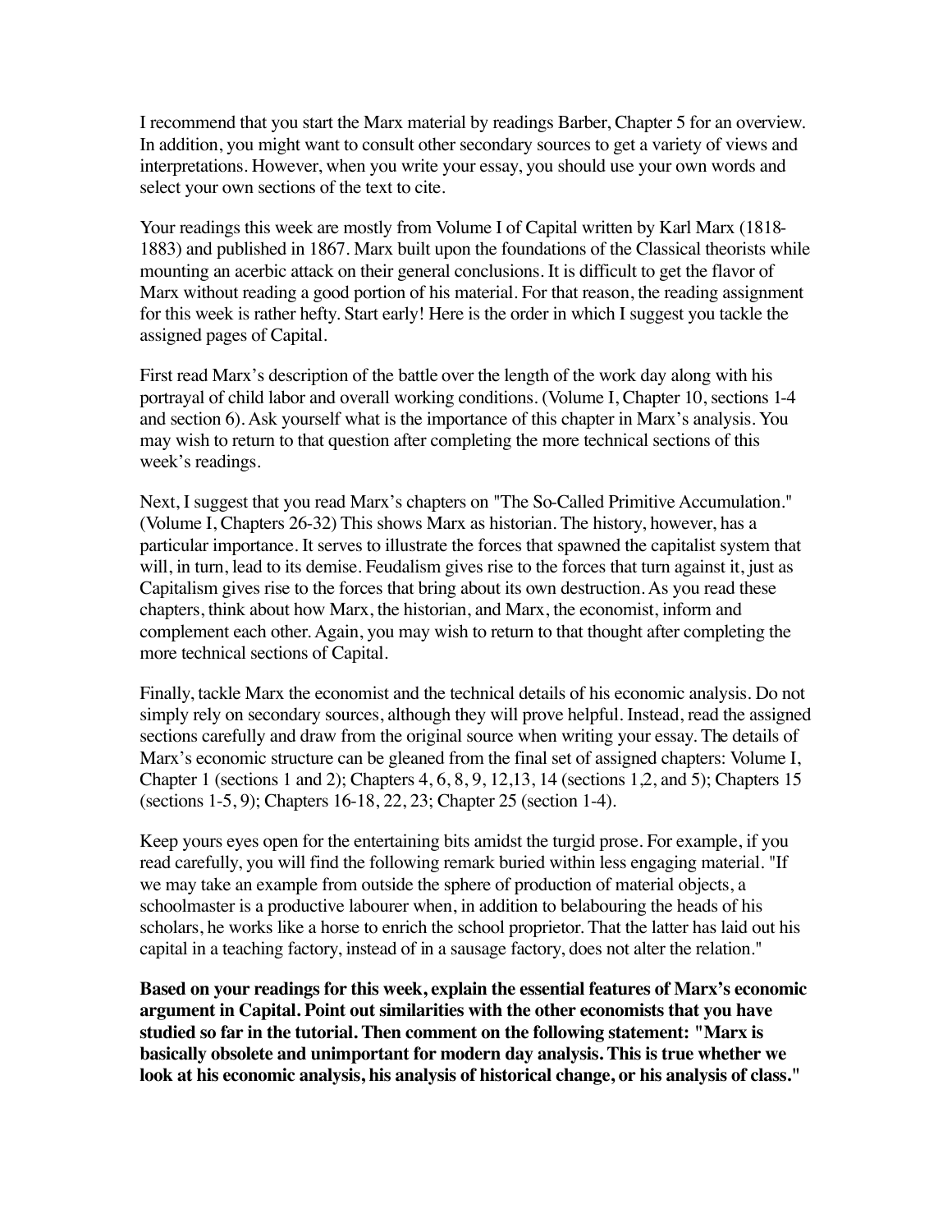I recommend that you start the Marx material by readings Barber, Chapter 5 for an overview. In addition, you might want to consult other secondary sources to get a variety of views and interpretations. However, when you write your essay, you should use your own words and select your own sections of the text to cite.

Your readings this week are mostly from Volume I of Capital written by Karl Marx (1818-1883) and published in 1867. Marx built upon the foundations of the Classical theorists while mounting an acerbic attack on their general conclusions. It is difficult to get the flavor of Marx without reading a good portion of his material. For that reason, the reading assignment for this week is rather hefty. Start early! Here is the order in which I suggest you tackle the assigned pages of Capital.

First read Marx's description of the battle over the length of the work day along with his portrayal of child labor and overall working conditions. (Volume I, Chapter 10, sections 1-4 and section 6). Ask yourself what is the importance of this chapter in Marx's analysis. You may wish to return to that question after completing the more technical sections of this week's readings.

Next, I suggest that you read Marx's chapters on "The So-Called Primitive Accumulation." (Volume I, Chapters 26-32) This shows Marx as historian. The history, however, has a particular importance. It serves to illustrate the forces that spawned the capitalist system that will, in turn, lead to its demise. Feudalism gives rise to the forces that turn against it, just as Capitalism gives rise to the forces that bring about its own destruction. As you read these chapters, think about how Marx, the historian, and Marx, the economist, inform and complement each other. Again, you may wish to return to that thought after completing the more technical sections of Capital.

Finally, tackle Marx the economist and the technical details of his economic analysis. Do not simply rely on secondary sources, although they will prove helpful. Instead, read the assigned sections carefully and draw from the original source when writing your essay. The details of Marx's economic structure can be gleaned from the final set of assigned chapters: Volume I, Chapter 1 (sections 1 and 2); Chapters 4, 6, 8, 9, 12,13, 14 (sections 1,2, and 5); Chapters 15 (sections 1-5, 9); Chapters 16-18, 22, 23; Chapter 25 (section 1-4).

Keep yours eyes open for the entertaining bits amidst the turgid prose. For example, if you read carefully, you will find the following remark buried within less engaging material. "If we may take an example from outside the sphere of production of material objects, a schoolmaster is a productive labourer when, in addition to belabouring the heads of his scholars, he works like a horse to enrich the school proprietor. That the latter has laid out his capital in a teaching factory, instead of in a sausage factory, does not alter the relation."

**Based on your readings for this week, explain the essential features of Marx's economic argument in Capital. Point out similarities with the other economists that you have studied so far in the tutorial. Then comment on the following statement: "Marx is basically obsolete and unimportant for modern day analysis. This is true whether we look at his economic analysis, his analysis of historical change, or his analysis of class."**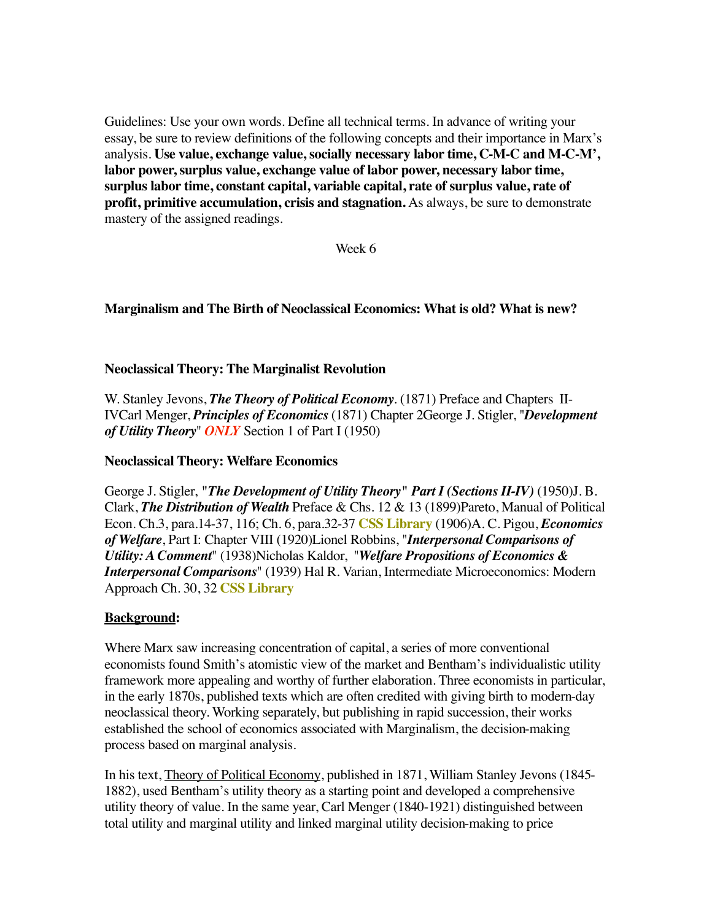Guidelines: Use your own words. Define all technical terms. In advance of writing your essay, be sure to review definitions of the following concepts and their importance in Marx's analysis. **Use value, exchange value, socially necessary labor time, C-M-C and M-C-M', labor power, surplus value, exchange value of labor power, necessary labor time, surplus labor time, constant capital, variable capital, rate of surplus value, rate of profit, primitive accumulation, crisis and stagnation.** As always, be sure to demonstrate mastery of the assigned readings.

Week 6

**Marginalism and The Birth of Neoclassical Economics: What is old? What is new?**

**Neoclassical Theory: The Marginalist Revolution**

W. Stanley Jevons, ***The Theory of Political Economy***. (1871) Preface and Chapters II-IV Carl Menger, ***Principles of Economics*** (1871) Chapter 2 George J. Stigler, "***Development of Utility Theory***" ***ONLY*** Section 1 of Part I (1950)

**Neoclassical Theory: Welfare Economics**

George J. Stigler, "***The Development of Utility Theory***" ***Part I (Sections II-IV)*** (1950) J. B. Clark, ***The Distribution of Wealth*** Preface & Chs. 12 & 13 (1899) Pareto, Manual of Political Econ. Ch.3, para.14-37, 116; Ch. 6, para.32-37 **CSS Library** (1906) A. C. Pigou, ***Economics of Welfare***, Part I: Chapter VIII (1920) Lionel Robbins, "***Interpersonal Comparisons of Utility: A Comment***" (1938) Nicholas Kaldor, "***Welfare Propositions of Economics & Interpersonal Comparisons***" (1939) Hal R. Varian, Intermediate Microeconomics: Modern Approach Ch. 30, 32 **CSS Library**

**Background:**

Where Marx saw increasing concentration of capital, a series of more conventional economists found Smith's atomistic view of the market and Bentham's individualistic utility framework more appealing and worthy of further elaboration. Three economists in particular, in the early 1870s, published texts which are often credited with giving birth to modern-day neoclassical theory. Working separately, but publishing in rapid succession, their works established the school of economics associated with Marginalism, the decision-making process based on marginal analysis.

In his text, Theory of Political Economy, published in 1871, William Stanley Jevons (1845-1882), used Bentham's utility theory as a starting point and developed a comprehensive utility theory of value. In the same year, Carl Menger (1840-1921) distinguished between total utility and marginal utility and linked marginal utility decision-making to price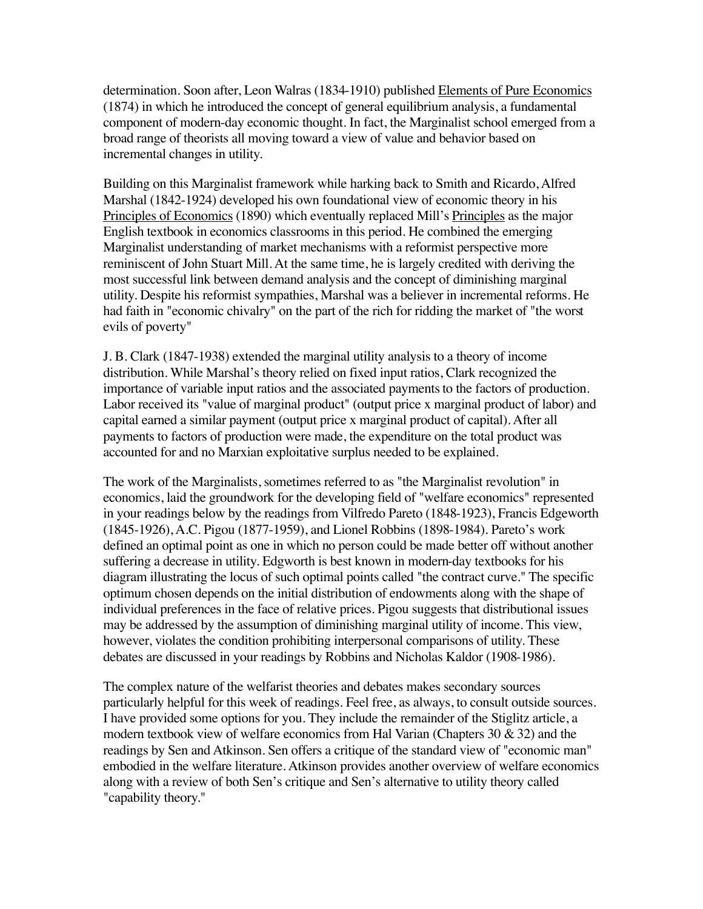determination. Soon after, Leon Walras (1834-1910) published Elements of Pure Economics (1874) in which he introduced the concept of general equilibrium analysis, a fundamental component of modern-day economic thought. In fact, the Marginalist school emerged from a broad range of theorists all moving toward a view of value and behavior based on incremental changes in utility.

Building on this Marginalist framework while harking back to Smith and Ricardo, Alfred Marshal (1842-1924) developed his own foundational view of economic theory in his Principles of Economics (1890) which eventually replaced Mill's Principles as the major English textbook in economics classrooms in this period. He combined the emerging Marginalist understanding of market mechanisms with a reformist perspective more reminiscent of John Stuart Mill. At the same time, he is largely credited with deriving the most successful link between demand analysis and the concept of diminishing marginal utility. Despite his reformist sympathies, Marshal was a believer in incremental reforms. He had faith in "economic chivalry" on the part of the rich for ridding the market of "the worst evils of poverty"

J. B. Clark (1847-1938) extended the marginal utility analysis to a theory of income distribution. While Marshal's theory relied on fixed input ratios, Clark recognized the importance of variable input ratios and the associated payments to the factors of production. Labor received its "value of marginal product" (output price x marginal product of labor) and capital earned a similar payment (output price x marginal product of capital). After all payments to factors of production were made, the expenditure on the total product was accounted for and no Marxian exploitative surplus needed to be explained.

The work of the Marginalists, sometimes referred to as "the Marginalist revolution" in economics, laid the groundwork for the developing field of "welfare economics" represented in your readings below by the readings from Vilfredo Pareto (1848-1923), Francis Edgeworth (1845-1926), A.C. Pigou (1877-1959), and Lionel Robbins (1898-1984). Pareto's work defined an optimal point as one in which no person could be made better off without another suffering a decrease in utility. Edgworth is best known in modern-day textbooks for his diagram illustrating the locus of such optimal points called "the contract curve." The specific optimum chosen depends on the initial distribution of endowments along with the shape of individual preferences in the face of relative prices. Pigou suggests that distributional issues may be addressed by the assumption of diminishing marginal utility of income. This view, however, violates the condition prohibiting interpersonal comparisons of utility. These debates are discussed in your readings by Robbins and Nicholas Kaldor (1908-1986).

The complex nature of the welfarist theories and debates makes secondary sources particularly helpful for this week of readings. Feel free, as always, to consult outside sources. I have provided some options for you. They include the remainder of the Stiglitz article, a modern textbook view of welfare economics from Hal Varian (Chapters 30 & 32) and the readings by Sen and Atkinson. Sen offers a critique of the standard view of "economic man" embodied in the welfare literature. Atkinson provides another overview of welfare economics along with a review of both Sen's critique and Sen's alternative to utility theory called "capability theory."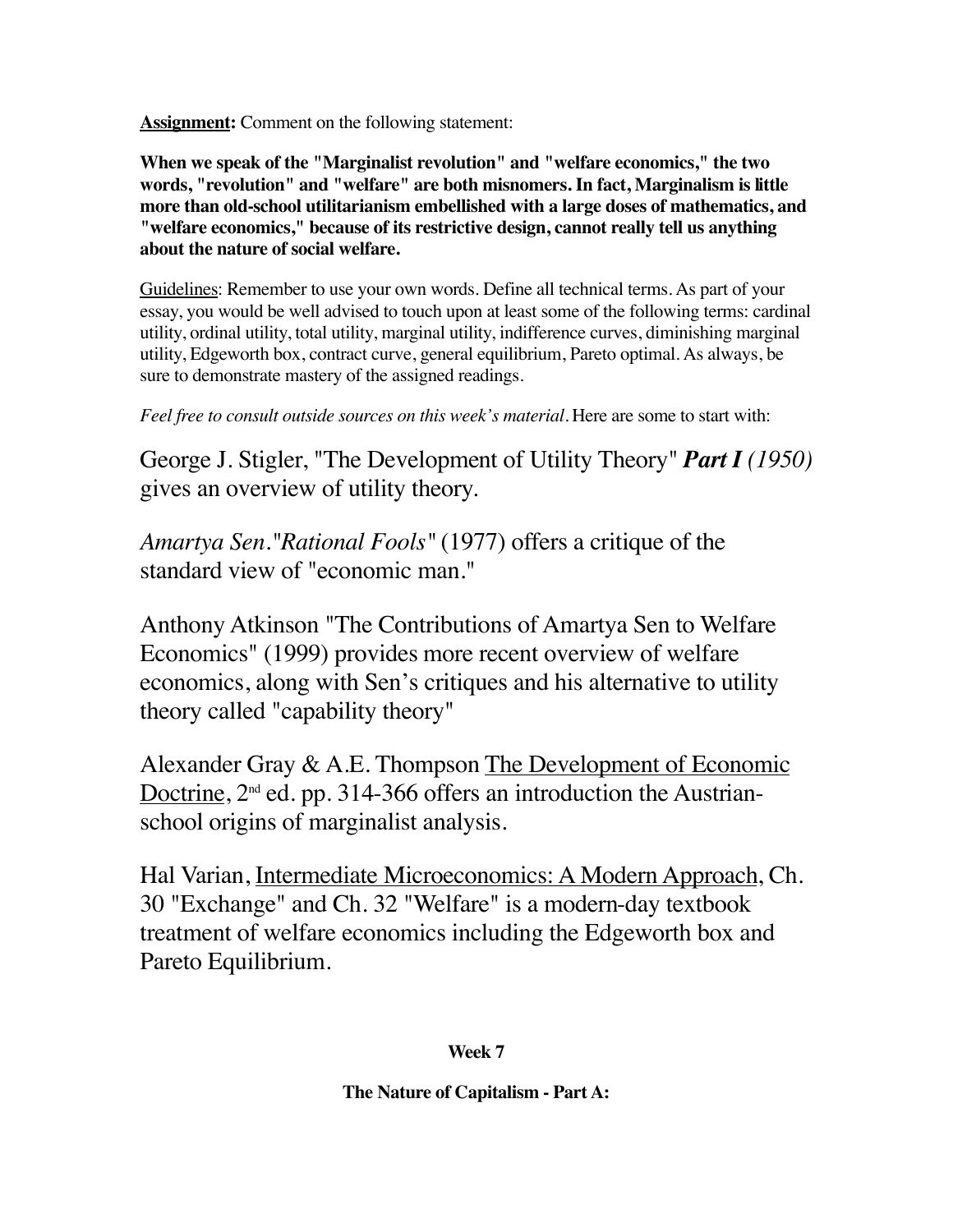**Assignment:** Comment on the following statement:

**When we speak of the "Marginalist revolution" and "welfare economics," the two words, "revolution" and "welfare" are both misnomers. In fact, Marginalism is little more than old-school utilitarianism embellished with a large doses of mathematics, and "welfare economics," because of its restrictive design, cannot really tell us anything about the nature of social welfare.**

Guidelines: Remember to use your own words. Define all technical terms. As part of your essay, you would be well advised to touch upon at least some of the following terms: cardinal utility, ordinal utility, total utility, marginal utility, indifference curves, diminishing marginal utility, Edgeworth box, contract curve, general equilibrium, Pareto optimal. As always, be sure to demonstrate mastery of the assigned readings.

*Feel free to consult outside sources on this week's material.* Here are some to start with:

George J. Stigler, "The Development of Utility Theory" ***Part I*** *(1950)* gives an overview of utility theory.

*Amartya Sen."Rational Fools"* (1977) offers a critique of the standard view of "economic man."

Anthony Atkinson "The Contributions of Amartya Sen to Welfare Economics" (1999) provides more recent overview of welfare economics, along with Sen's critiques and his alternative to utility theory called "capability theory"

Alexander Gray & A.E. Thompson The Development of Economic Doctrine, 2nd ed. pp. 314-366 offers an introduction the Austrian-school origins of marginalist analysis.

Hal Varian, Intermediate Microeconomics: A Modern Approach, Ch. 30 "Exchange" and Ch. 32 "Welfare" is a modern-day textbook treatment of welfare economics including the Edgeworth box and Pareto Equilibrium.

**Week 7**

**The Nature of Capitalism - Part A:**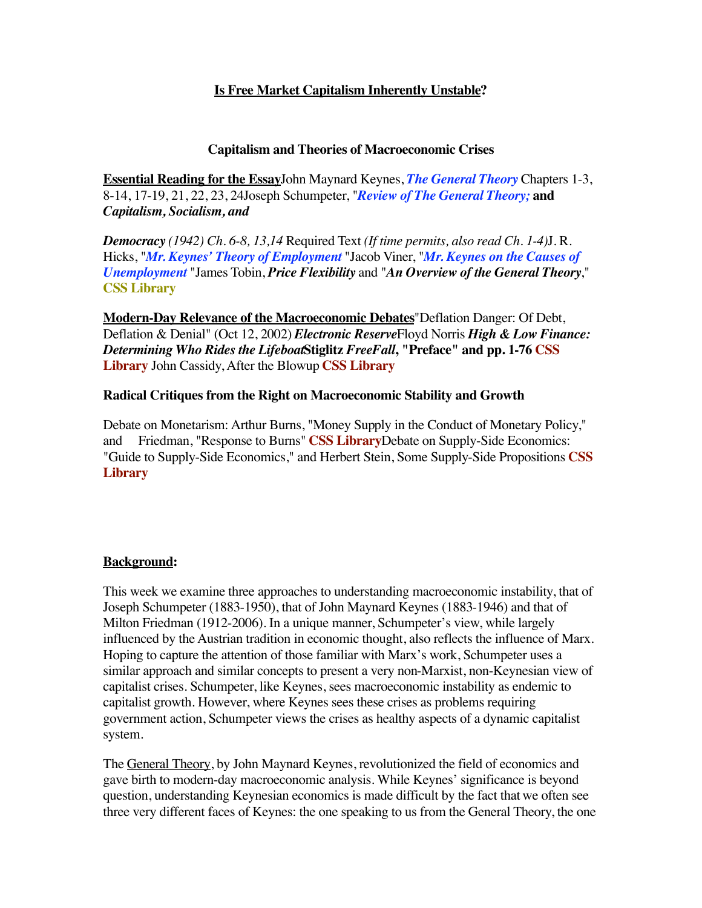# **Is Free Market Capitalism Inherently Unstable?**

### **Capitalism and Theories of Macroeconomic Crises**

**Essential Reading for the Essay** John Maynard Keynes, ***The General Theory*** Chapters 1-3, 8-14, 17-19, 21, 22, 23, 24 Joseph Schumpeter, "***Review of The General Theory;*** **and** ***Capitalism, Socialism, and***

***Democracy*** *(1942) Ch. 6-8, 13,14* Required Text *(If time permits, also read Ch. 1-4)* J. R. Hicks, "***Mr. Keynes' Theory of Employment*** " Jacob Viner, "***Mr. Keynes on the Causes of Unemployment*** " James Tobin, ***Price Flexibility*** and "***An Overview of the General Theory***," **CSS Library**

**Modern-Day Relevance of the Macroeconomic Debates** "Deflation Danger: Of Debt, Deflation & Denial" (Oct 12, 2002) ***Electronic Reserve*** Floyd Norris ***High & Low Finance: Determining Who Rides the Lifeboat*** **Stiglitz *FreeFall*, "Preface" and pp. 1-76 CSS Library** John Cassidy, After the Blowup **CSS Library**

**Radical Critiques from the Right on Macroeconomic Stability and Growth**

Debate on Monetarism: Arthur Burns, "Money Supply in the Conduct of Monetary Policy," and Friedman, "Response to Burns" **CSS Library** Debate on Supply-Side Economics: "Guide to Supply-Side Economics," and Herbert Stein, Some Supply-Side Propositions **CSS Library**

**Background:**

This week we examine three approaches to understanding macroeconomic instability, that of Joseph Schumpeter (1883-1950), that of John Maynard Keynes (1883-1946) and that of Milton Friedman (1912-2006). In a unique manner, Schumpeter's view, while largely influenced by the Austrian tradition in economic thought, also reflects the influence of Marx. Hoping to capture the attention of those familiar with Marx's work, Schumpeter uses a similar approach and similar concepts to present a very non-Marxist, non-Keynesian view of capitalist crises. Schumpeter, like Keynes, sees macroeconomic instability as endemic to capitalist growth. However, where Keynes sees these crises as problems requiring government action, Schumpeter views the crises as healthy aspects of a dynamic capitalist system.

The General Theory, by John Maynard Keynes, revolutionized the field of economics and gave birth to modern-day macroeconomic analysis. While Keynes' significance is beyond question, understanding Keynesian economics is made difficult by the fact that we often see three very different faces of Keynes: the one speaking to us from the General Theory, the one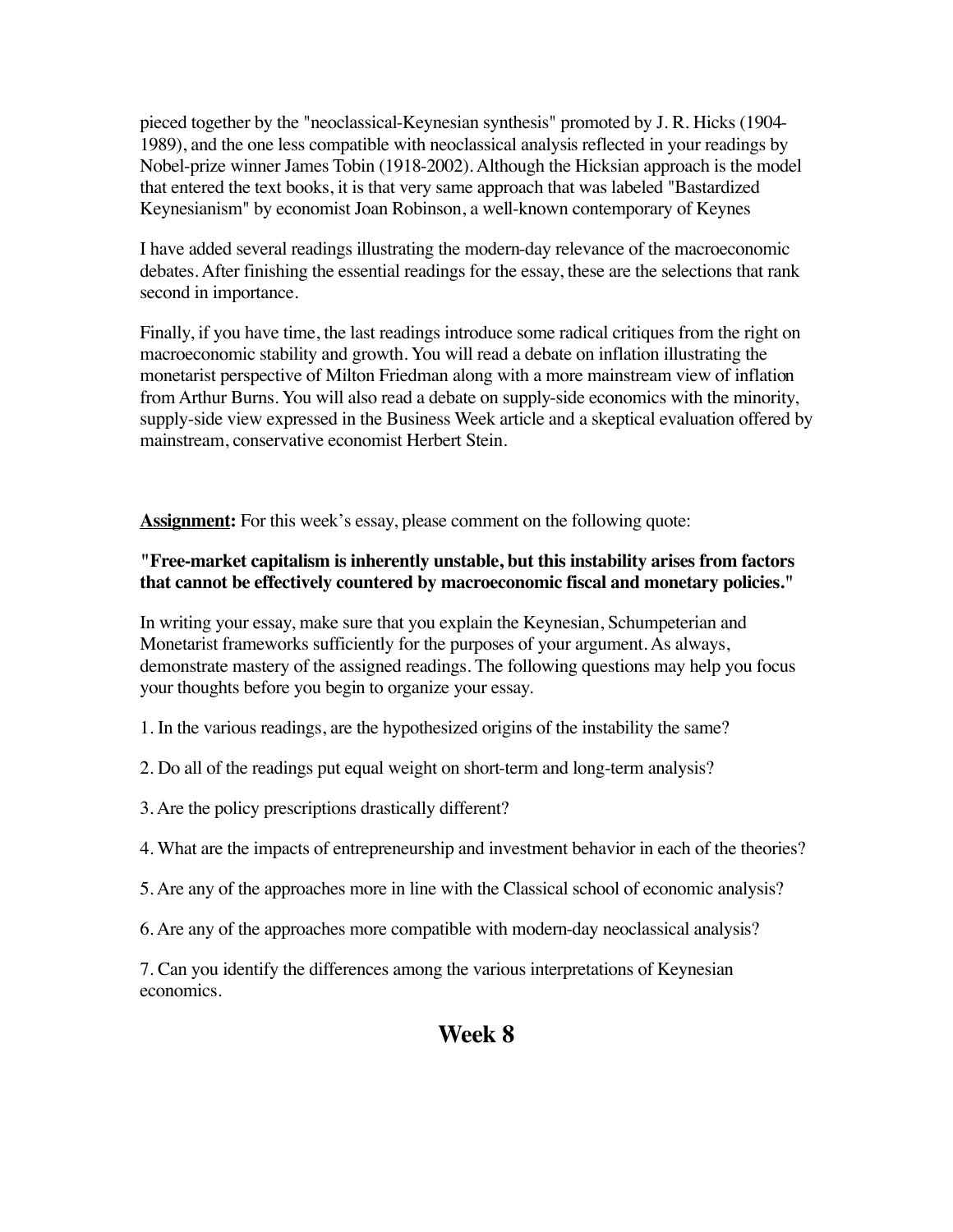pieced together by the "neoclassical-Keynesian synthesis" promoted by J. R. Hicks (1904-1989), and the one less compatible with neoclassical analysis reflected in your readings by Nobel-prize winner James Tobin (1918-2002). Although the Hicksian approach is the model that entered the text books, it is that very same approach that was labeled "Bastardized Keynesianism" by economist Joan Robinson, a well-known contemporary of Keynes

I have added several readings illustrating the modern-day relevance of the macroeconomic debates. After finishing the essential readings for the essay, these are the selections that rank second in importance.

Finally, if you have time, the last readings introduce some radical critiques from the right on macroeconomic stability and growth. You will read a debate on inflation illustrating the monetarist perspective of Milton Friedman along with a more mainstream view of inflation from Arthur Burns. You will also read a debate on supply-side economics with the minority, supply-side view expressed in the Business Week article and a skeptical evaluation offered by mainstream, conservative economist Herbert Stein.

**Assignment:** For this week's essay, please comment on the following quote:

**"Free-market capitalism is inherently unstable, but this instability arises from factors that cannot be effectively countered by macroeconomic fiscal and monetary policies."**

In writing your essay, make sure that you explain the Keynesian, Schumpeterian and Monetarist frameworks sufficiently for the purposes of your argument. As always, demonstrate mastery of the assigned readings. The following questions may help you focus your thoughts before you begin to organize your essay.

1. In the various readings, are the hypothesized origins of the instability the same?

2. Do all of the readings put equal weight on short-term and long-term analysis?

3. Are the policy prescriptions drastically different?

4. What are the impacts of entrepreneurship and investment behavior in each of the theories?

5. Are any of the approaches more in line with the Classical school of economic analysis?

6. Are any of the approaches more compatible with modern-day neoclassical analysis?

7. Can you identify the differences among the various interpretations of Keynesian economics.

# Week 8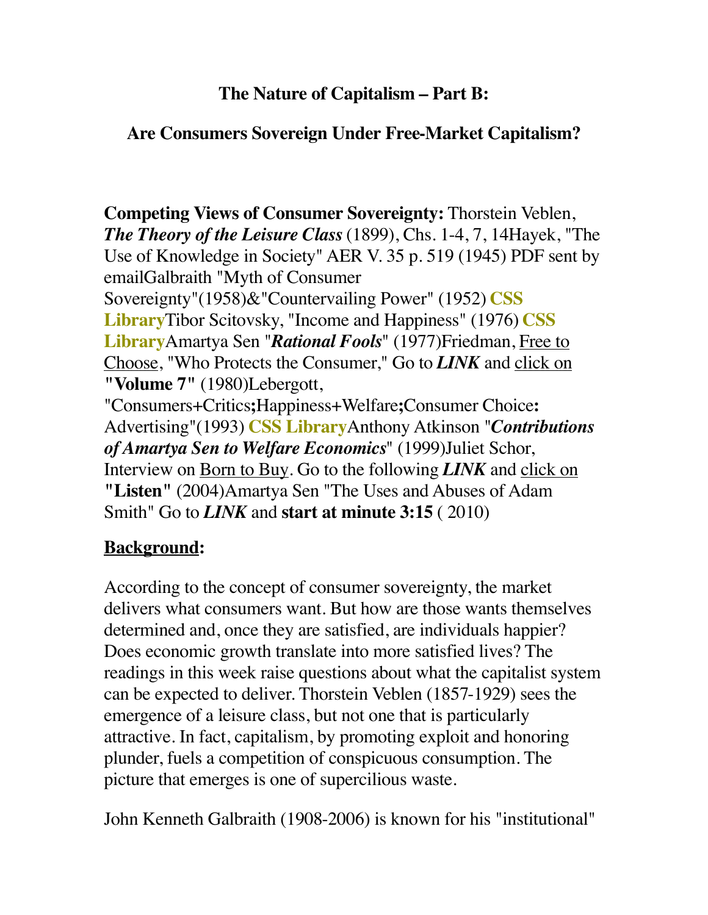**The Nature of Capitalism – Part B:**

**Are Consumers Sovereign Under Free-Market Capitalism?**

**Competing Views of Consumer Sovereignty:** Thorstein Veblen, ***The Theory of the Leisure Class*** (1899), Chs. 1-4, 7, 14Hayek, "The Use of Knowledge in Society" AER V. 35 p. 519 (1945) PDF sent by emailGalbraith "Myth of Consumer Sovereignty"(1958)&"Countervailing Power" (1952) **CSS Library**Tibor Scitovsky, "Income and Happiness" (1976) **CSS Library**Amartya Sen "***Rational Fools***" (1977)Friedman, Free to Choose, "Who Protects the Consumer," Go to ***LINK*** and click on **"Volume 7"** (1980)Lebergott, "Consumers+Critics**;**Happiness+Welfare**;**Consumer Choice**:** Advertising"(1993) **CSS Library**Anthony Atkinson "***Contributions of Amartya Sen to Welfare Economics***" (1999)Juliet Schor, Interview on Born to Buy. Go to the following ***LINK*** and click on **"Listen"** (2004)Amartya Sen "The Uses and Abuses of Adam Smith" Go to ***LINK*** and **start at minute 3:15** ( 2010)

**Background:**

According to the concept of consumer sovereignty, the market delivers what consumers want. But how are those wants themselves determined and, once they are satisfied, are individuals happier? Does economic growth translate into more satisfied lives? The readings in this week raise questions about what the capitalist system can be expected to deliver. Thorstein Veblen (1857-1929) sees the emergence of a leisure class, but not one that is particularly attractive. In fact, capitalism, by promoting exploit and honoring plunder, fuels a competition of conspicuous consumption. The picture that emerges is one of supercilious waste.

John Kenneth Galbraith (1908-2006) is known for his "institutional"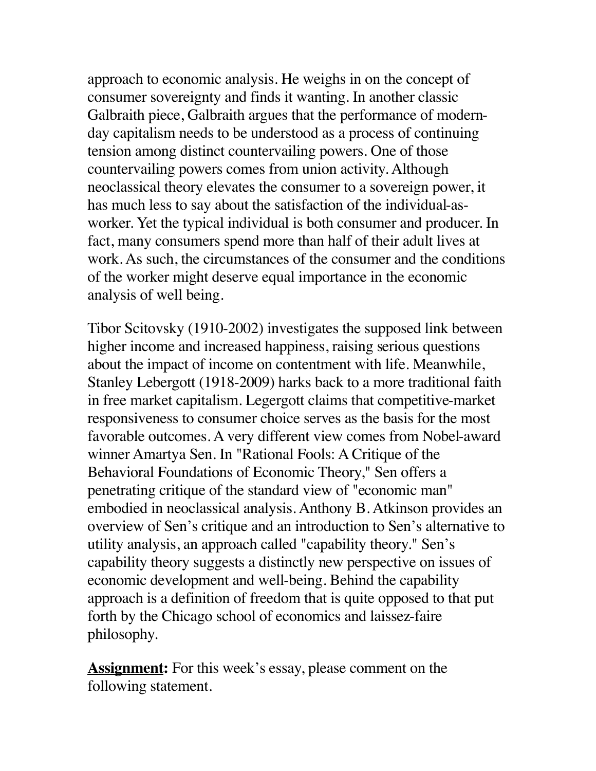approach to economic analysis. He weighs in on the concept of consumer sovereignty and finds it wanting. In another classic Galbraith piece, Galbraith argues that the performance of modern-day capitalism needs to be understood as a process of continuing tension among distinct countervailing powers. One of those countervailing powers comes from union activity. Although neoclassical theory elevates the consumer to a sovereign power, it has much less to say about the satisfaction of the individual-as-worker. Yet the typical individual is both consumer and producer. In fact, many consumers spend more than half of their adult lives at work. As such, the circumstances of the consumer and the conditions of the worker might deserve equal importance in the economic analysis of well being.

Tibor Scitovsky (1910-2002) investigates the supposed link between higher income and increased happiness, raising serious questions about the impact of income on contentment with life. Meanwhile, Stanley Lebergott (1918-2009) harks back to a more traditional faith in free market capitalism. Legergott claims that competitive-market responsiveness to consumer choice serves as the basis for the most favorable outcomes. A very different view comes from Nobel-award winner Amartya Sen. In "Rational Fools: A Critique of the Behavioral Foundations of Economic Theory," Sen offers a penetrating critique of the standard view of "economic man" embodied in neoclassical analysis. Anthony B. Atkinson provides an overview of Sen's critique and an introduction to Sen's alternative to utility analysis, an approach called "capability theory." Sen's capability theory suggests a distinctly new perspective on issues of economic development and well-being. Behind the capability approach is a definition of freedom that is quite opposed to that put forth by the Chicago school of economics and laissez-faire philosophy.

**Assignment:** For this week's essay, please comment on the following statement.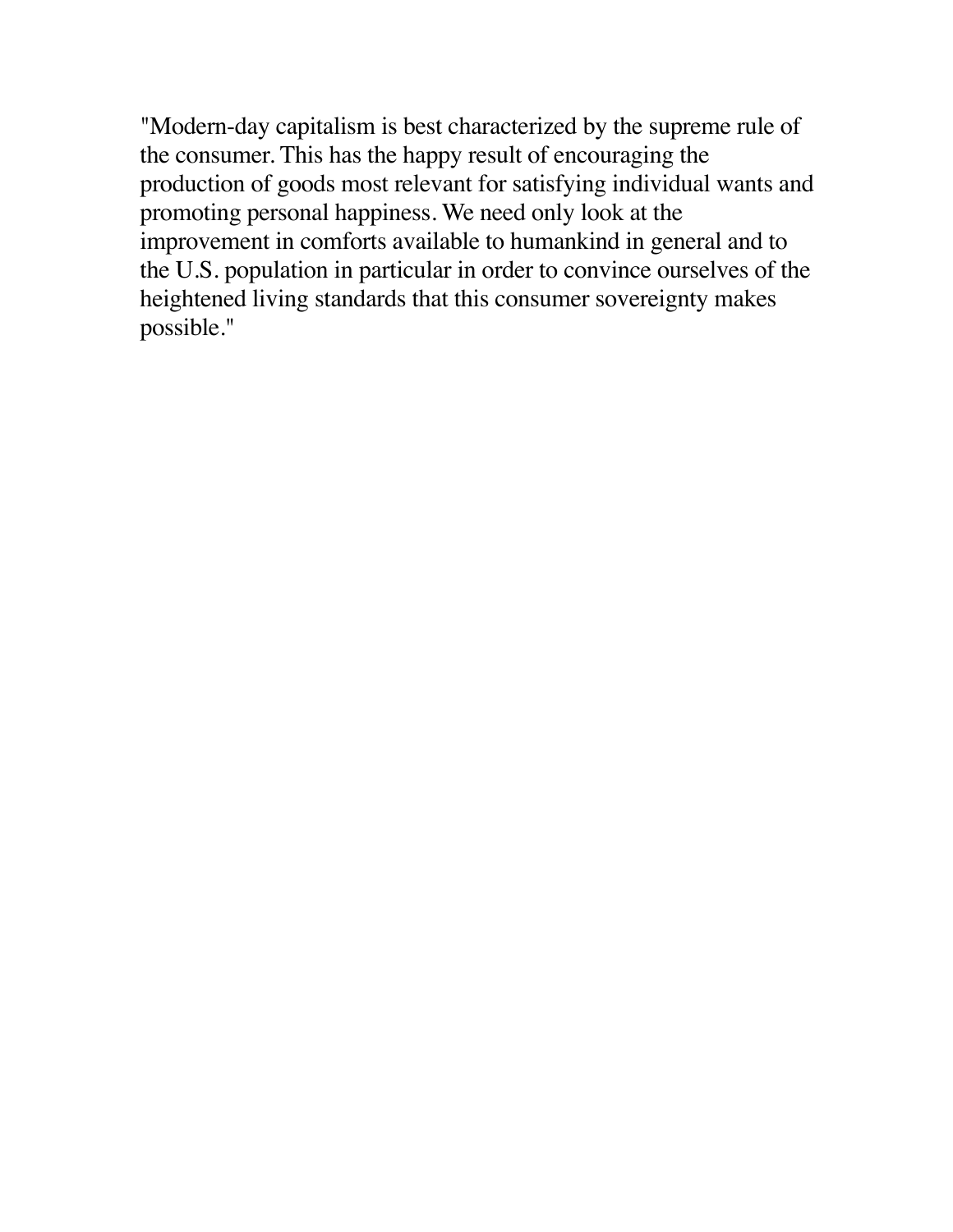"Modern-day capitalism is best characterized by the supreme rule of the consumer. This has the happy result of encouraging the production of goods most relevant for satisfying individual wants and promoting personal happiness. We need only look at the improvement in comforts available to humankind in general and to the U.S. population in particular in order to convince ourselves of the heightened living standards that this consumer sovereignty makes possible."